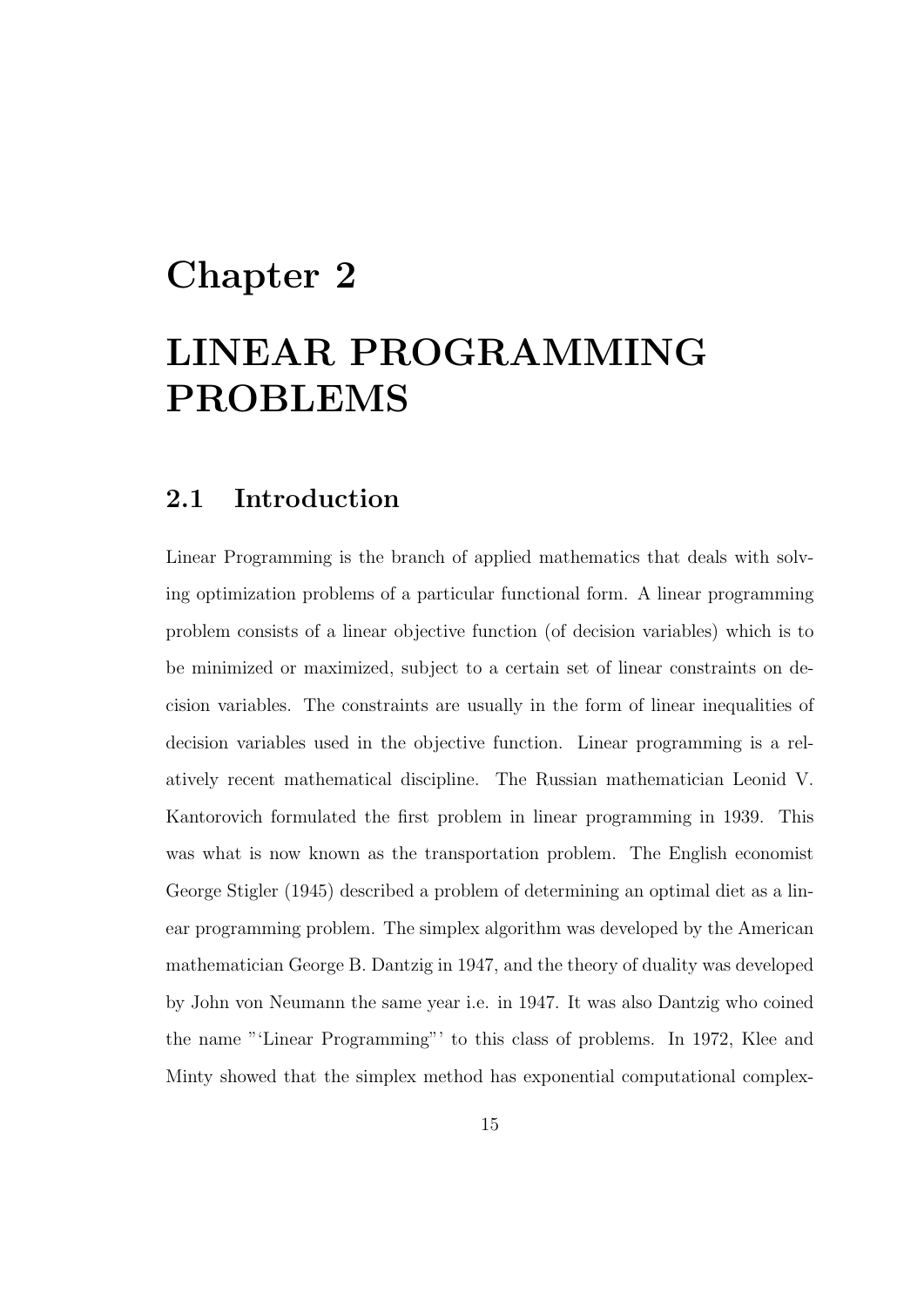# Chapter 2

# LINEAR PROGRAMMING PROBLEMS

## 2.1 Introduction

Linear Programming is the branch of applied mathematics that deals with solving optimization problems of a particular functional form. A linear programming problem consists of a linear objective function (of decision variables) which is to be minimized or maximized, subject to a certain set of linear constraints on decision variables. The constraints are usually in the form of linear inequalities of decision variables used in the objective function. Linear programming is a relatively recent mathematical discipline. The Russian mathematician Leonid V. Kantorovich formulated the first problem in linear programming in 1939. This was what is now known as the transportation problem. The English economist George Stigler (1945) described a problem of determining an optimal diet as a linear programming problem. The simplex algorithm was developed by the American mathematician George B. Dantzig in 1947, and the theory of duality was developed by John von Neumann the same year i.e. in 1947. It was also Dantzig who coined the name "'Linear Programming"' to this class of problems. In 1972, Klee and Minty showed that the simplex method has exponential computational complex-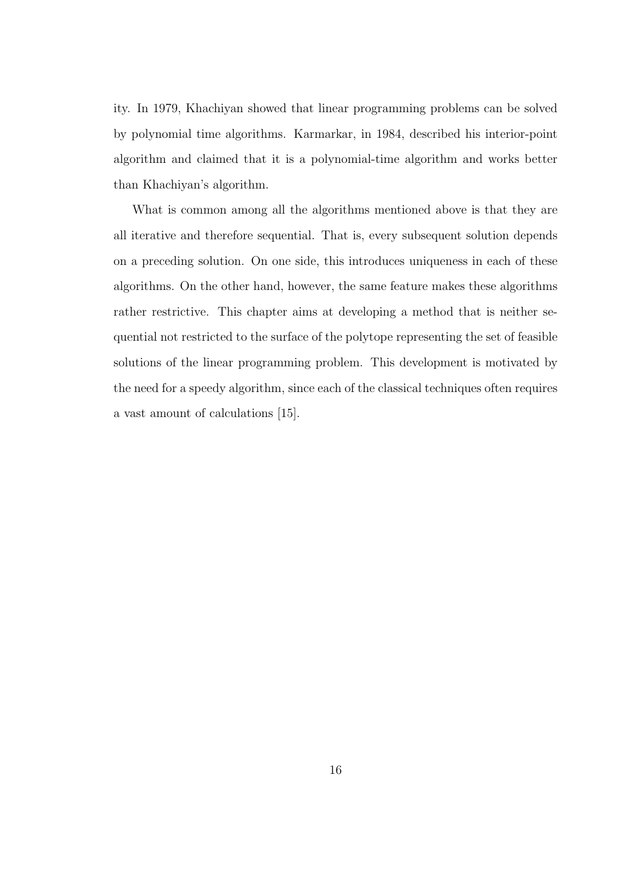ity. In 1979, Khachiyan showed that linear programming problems can be solved by polynomial time algorithms. Karmarkar, in 1984, described his interior-point algorithm and claimed that it is a polynomial-time algorithm and works better than Khachiyan's algorithm.

What is common among all the algorithms mentioned above is that they are all iterative and therefore sequential. That is, every subsequent solution depends on a preceding solution. On one side, this introduces uniqueness in each of these algorithms. On the other hand, however, the same feature makes these algorithms rather restrictive. This chapter aims at developing a method that is neither sequential not restricted to the surface of the polytope representing the set of feasible solutions of the linear programming problem. This development is motivated by the need for a speedy algorithm, since each of the classical techniques often requires a vast amount of calculations [15].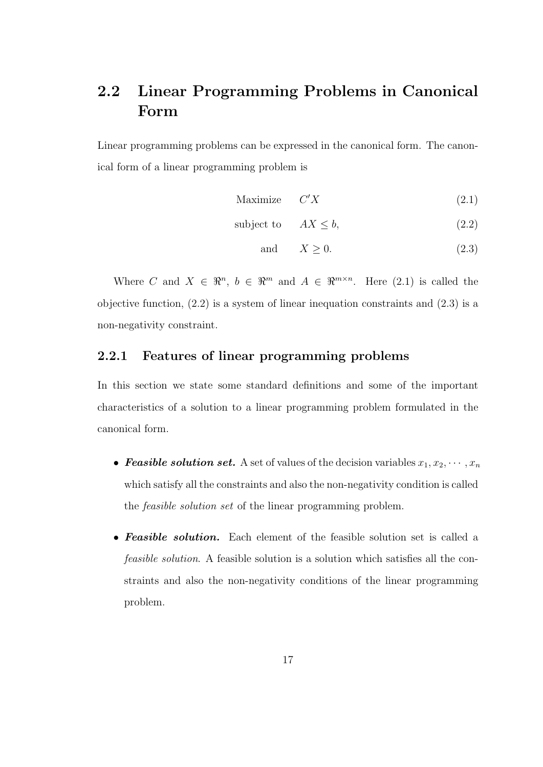## 2.2 Linear Programming Problems in Canonical Form

Linear programming problems can be expressed in the canonical form. The canonical form of a linear programming problem is

$$\text{Maximize} \quad C'X \tag{2.1}$$

$$\text{subject to} \quad AX \leq b, \tag{2.2}$$

$$\text{and} \quad X \geq 0. \tag{2.3}$$

Where $C$ and $X \in \Re^n$, $b \in \Re^m$ and $A \in \Re^{m \times n}$. Here (2.1) is called the objective function, (2.2) is a system of linear inequation constraints and (2.3) is a non-negativity constraint.

### 2.2.1 Features of linear programming problems

In this section we state some standard definitions and some of the important characteristics of a solution to a linear programming problem formulated in the canonical form.

- ***Feasible solution set.*** A set of values of the decision variables $x_1, x_2, \cdots, x_n$ which satisfy all the constraints and also the non-negativity condition is called the *feasible solution set* of the linear programming problem.
- ***Feasible solution.*** Each element of the feasible solution set is called a *feasible solution*. A feasible solution is a solution which satisfies all the constraints and also the non-negativity conditions of the linear programming problem.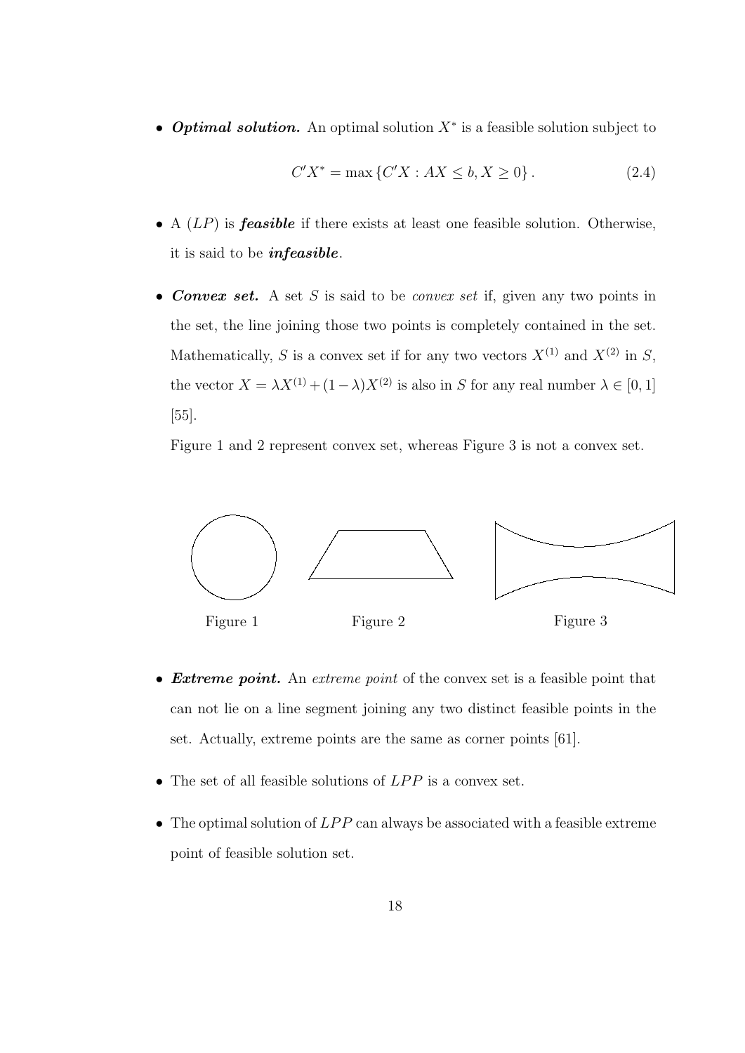- ***Optimal solution.*** An optimal solution $X^*$ is a feasible solution subject to

$$C'X^* = \max \{C'X : AX \leq b, X \geq 0\}. \tag{2.4}$$

- A $(LP)$ is ***feasible*** if there exists at least one feasible solution. Otherwise, it is said to be ***infeasible***.

- ***Convex set.*** A set $S$ is said to be *convex set* if, given any two points in the set, the line joining those two points is completely contained in the set. Mathematically, $S$ is a convex set if for any two vectors $X^{(1)}$ and $X^{(2)}$ in $S$, the vector $X = \lambda X^{(1)} + (1-\lambda)X^{(2)}$ is also in $S$ for any real number $\lambda \in [0, 1]$ [55].

  Figure 1 and 2 represent convex set, whereas Figure 3 is not a convex set.

Figure 1 Figure 2 Figure 3

- ***Extreme point.*** An *extreme point* of the convex set is a feasible point that can not lie on a line segment joining any two distinct feasible points in the set. Actually, extreme points are the same as corner points [61].

- The set of all feasible solutions of $LPP$ is a convex set.

- The optimal solution of $LPP$ can always be associated with a feasible extreme point of feasible solution set.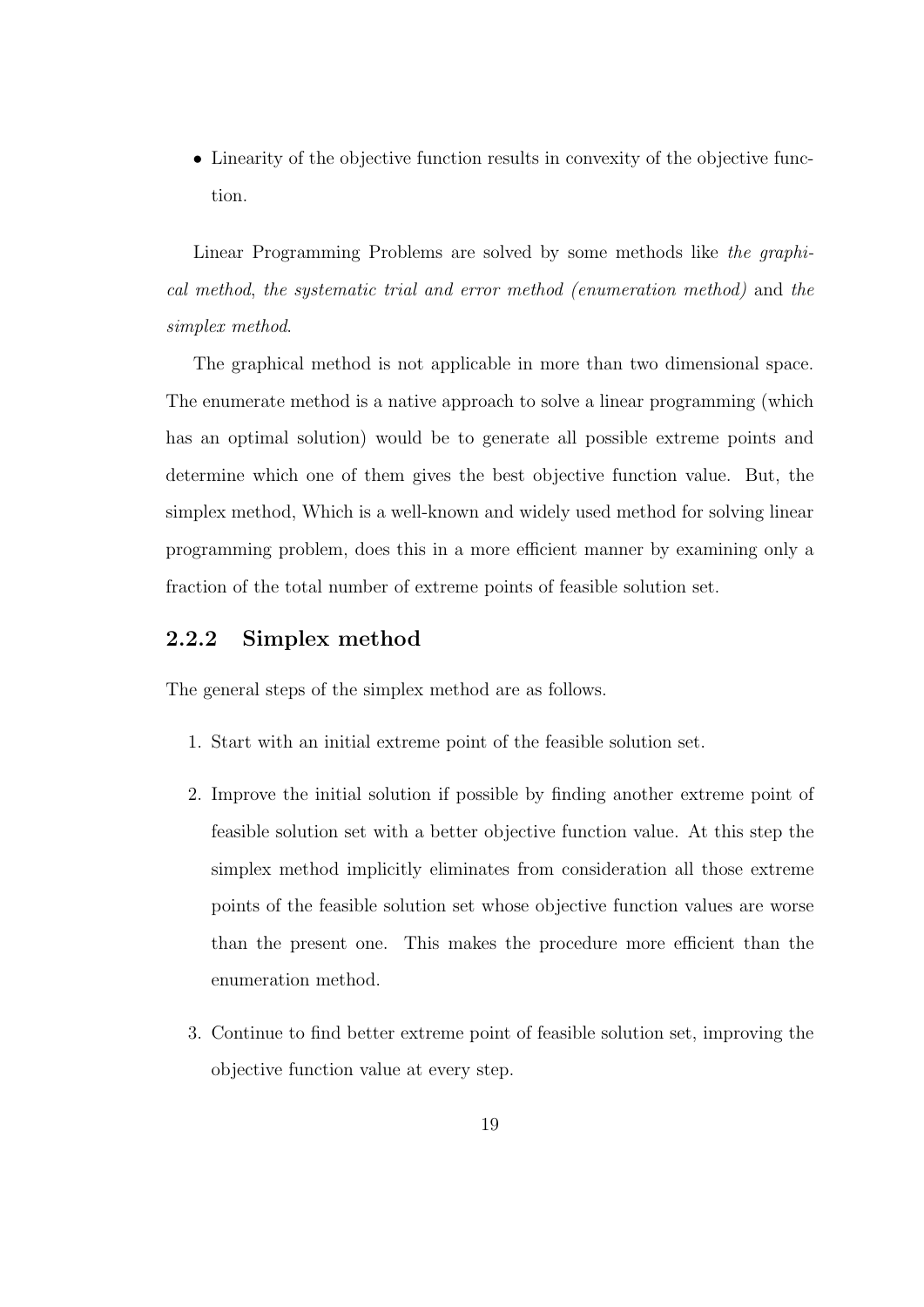- Linearity of the objective function results in convexity of the objective function.

Linear Programming Problems are solved by some methods like *the graphical method*, *the systematic trial and error method (enumeration method)* and *the simplex method*.

The graphical method is not applicable in more than two dimensional space. The enumerate method is a native approach to solve a linear programming (which has an optimal solution) would be to generate all possible extreme points and determine which one of them gives the best objective function value. But, the simplex method, Which is a well-known and widely used method for solving linear programming problem, does this in a more efficient manner by examining only a fraction of the total number of extreme points of feasible solution set.

### 2.2.2 Simplex method

The general steps of the simplex method are as follows.

1. Start with an initial extreme point of the feasible solution set.
2. Improve the initial solution if possible by finding another extreme point of feasible solution set with a better objective function value. At this step the simplex method implicitly eliminates from consideration all those extreme points of the feasible solution set whose objective function values are worse than the present one. This makes the procedure more efficient than the enumeration method.
3. Continue to find better extreme point of feasible solution set, improving the objective function value at every step.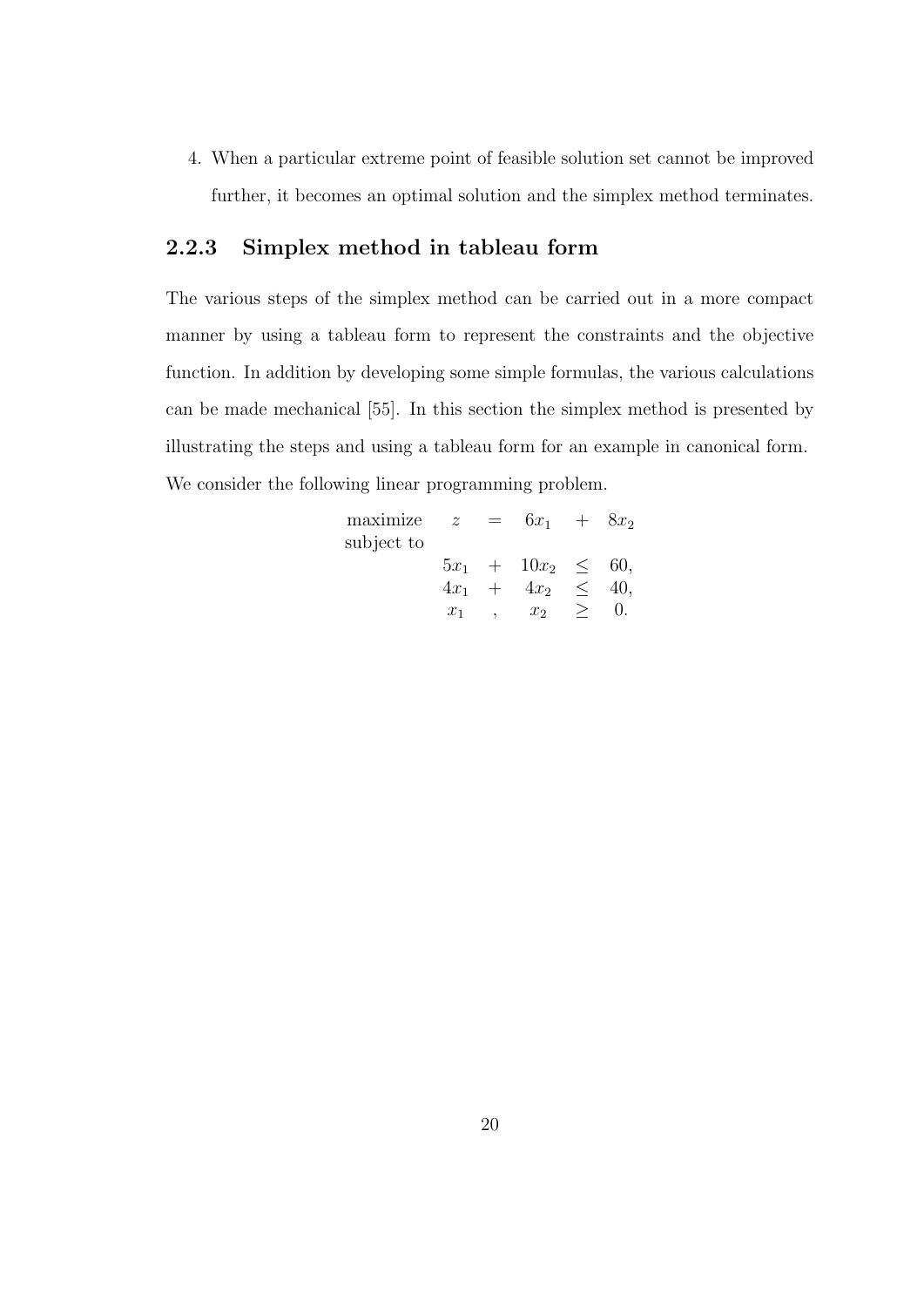4. When a particular extreme point of feasible solution set cannot be improved further, it becomes an optimal solution and the simplex method terminates.

### 2.2.3 Simplex method in tableau form

The various steps of the simplex method can be carried out in a more compact manner by using a tableau form to represent the constraints and the objective function. In addition by developing some simple formulas, the various calculations can be made mechanical [55]. In this section the simplex method is presented by illustrating the steps and using a tableau form for an example in canonical form. We consider the following linear programming problem.

$$
\begin{array}{llllll}
\text{maximize} & z & = & 6x_1 & + & 8x_2 \\
\text{subject to} & & & & & \\
& 5x_1 & + & 10x_2 & \leq & 60, \\
& 4x_1 & + & 4x_2 & \leq & 40, \\
& x_1 & , & x_2 & \geq & 0.
\end{array}
$$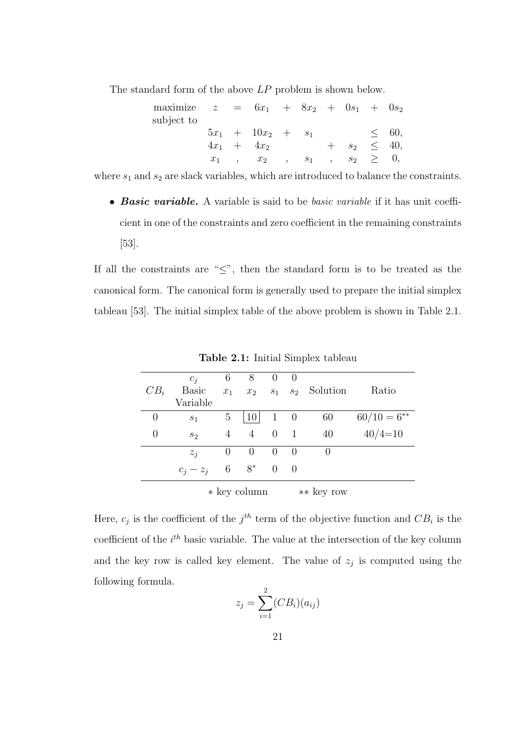The standard form of the above $LP$ problem is shown below.

$$
\begin{array}{llcccccccccc}
\text{maximize} & z & = & 6x_1 & + & 8x_2 & + & 0s_1 & + & 0s_2 & & \\
\text{subject to} & & & & & & & & & & & \\
& 5x_1 & + & 10x_2 & + & s_1 & & & & & \leq & 60, \\
& 4x_1 & + & 4x_2 & & & + & s_2 & & & \leq & 40, \\
& x_1 & , & x_2 & , & s_1 & , & s_2 & & & \geq & 0,
\end{array}
$$

where $s_1$ and $s_2$ are slack variables, which are introduced to balance the constraints.

- ***Basic variable.*** A variable is said to be *basic variable* if it has unit coefficient in one of the constraints and zero coefficient in the remaining constraints [53].

If all the constraints are "$\leq$", then the standard form is to be treated as the canonical form. The canonical form is generally used to prepare the initial simplex tableau [53]. The initial simplex table of the above problem is shown in Table 2.1.

**Table 2.1:** Initial Simplex tableau

| | $c_j$ | 6 | 8 | 0 | 0 | | |
|---|---|---|---|---|---|---|---|
| $CB_i$ | Basic Variable | $x_1$ | $x_2$ | $s_1$ | $s_2$ | Solution | Ratio |
| 0 | $s_1$ | 5 | [10] | 1 | 0 | 60 | $60/10 = 6^{**}$ |
| 0 | $s_2$ | 4 | 4 | 0 | 1 | 40 | $40/4$=10 |
| | $z_j$ | 0 | 0 | 0 | 0 | 0 | |
| | $c_j - z_j$ | 6 | $8^*$ | 0 | 0 | | |

$*$ key column $\qquad$ $**$ key row

Here, $c_j$ is the coefficient of the $j^{th}$ term of the objective function and $CB_i$ is the coefficient of the $i^{th}$ basic variable. The value at the intersection of the key column and the key row is called key element. The value of $z_j$ is computed using the following formula.

$$z_j = \sum_{i=1}^{2}(CB_i)(a_{ij})$$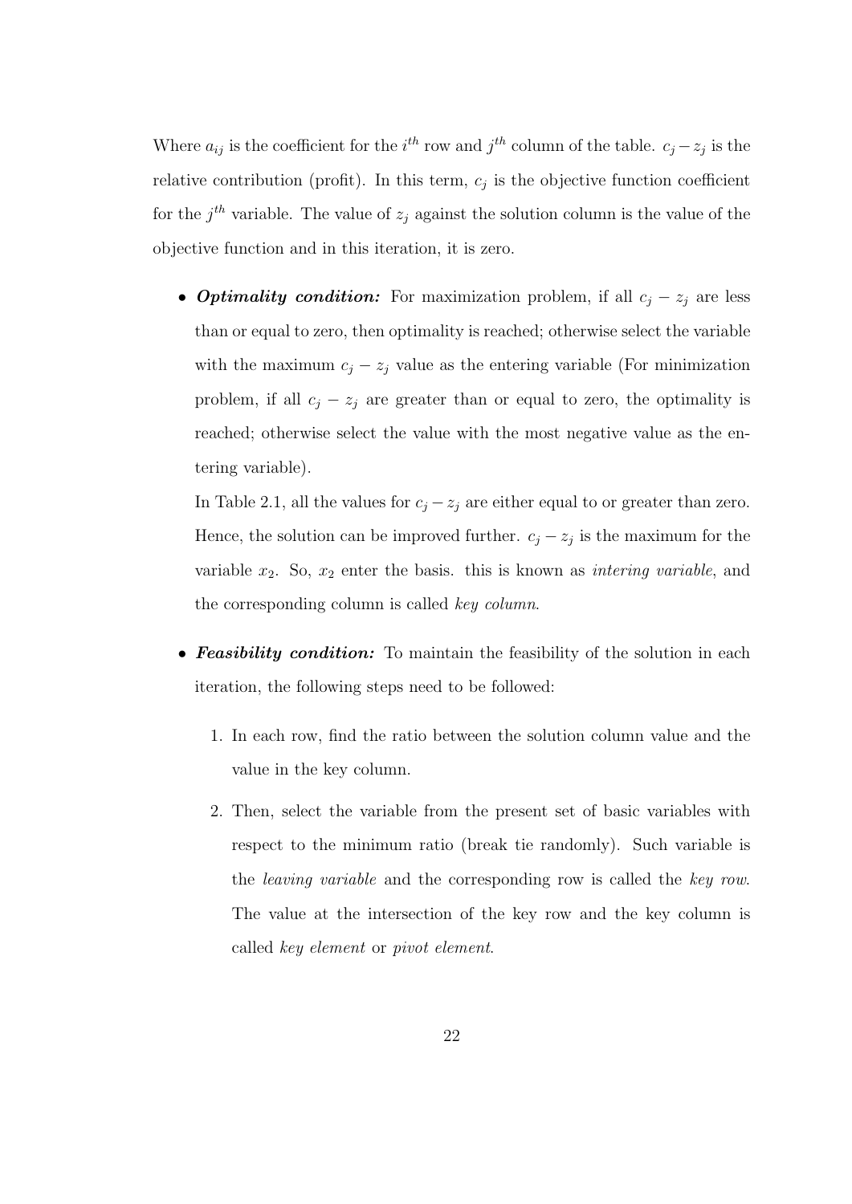Where $a_{ij}$ is the coefficient for the $i^{th}$ row and $j^{th}$ column of the table. $c_j - z_j$ is the relative contribution (profit). In this term, $c_j$ is the objective function coefficient for the $j^{th}$ variable. The value of $z_j$ against the solution column is the value of the objective function and in this iteration, it is zero.

- ***Optimality condition:*** For maximization problem, if all $c_j - z_j$ are less than or equal to zero, then optimality is reached; otherwise select the variable with the maximum $c_j - z_j$ value as the entering variable (For minimization problem, if all $c_j - z_j$ are greater than or equal to zero, the optimality is reached; otherwise select the value with the most negative value as the entering variable).

  In Table 2.1, all the values for $c_j - z_j$ are either equal to or greater than zero. Hence, the solution can be improved further. $c_j - z_j$ is the maximum for the variable $x_2$. So, $x_2$ enter the basis. this is known as *intering variable*, and the corresponding column is called *key column*.

- ***Feasibility condition:*** To maintain the feasibility of the solution in each iteration, the following steps need to be followed:

  1. In each row, find the ratio between the solution column value and the value in the key column.
  2. Then, select the variable from the present set of basic variables with respect to the minimum ratio (break tie randomly). Such variable is the *leaving variable* and the corresponding row is called the *key row*. The value at the intersection of the key row and the key column is called *key element* or *pivot element*.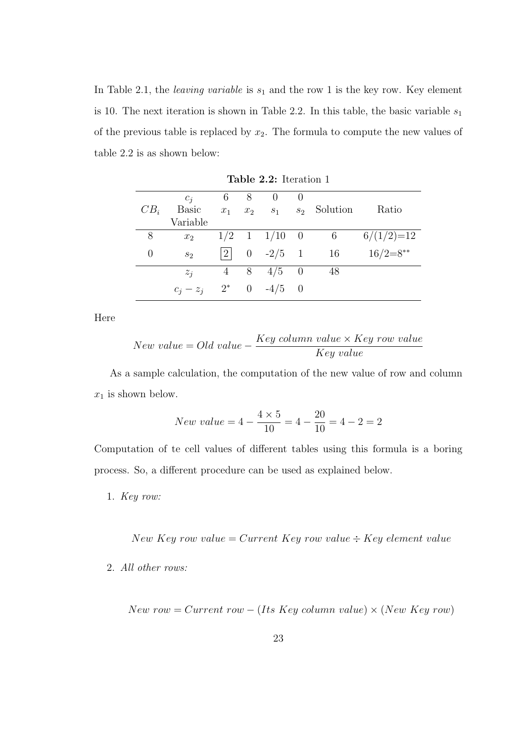In Table 2.1, the *leaving variable* is $s_1$ and the row 1 is the key row. Key element is 10. The next iteration is shown in Table 2.2. In this table, the basic variable $s_1$ of the previous table is replaced by $x_2$. The formula to compute the new values of table 2.2 is as shown below:

**Table 2.2:** Iteration 1

| | $c_j$ | 6 | 8 | 0 | 0 | | |
|---|---|---|---|---|---|---|---|
| $CB_i$ | Basic Variable | $x_1$ | $x_2$ | $s_1$ | $s_2$ | Solution | Ratio |
| 8 | $x_2$ | 1/2 | 1 | 1/10 | 0 | 6 | 6/(1/2)=12 |
| 0 | $s_2$ | [2] | 0 | -2/5 | 1 | 16 | 16/2=8** |
| | $z_j$ | 4 | 8 | 4/5 | 0 | 48 | |
| | $c_j - z_j$ | 2* | 0 | -4/5 | 0 | | |

Here

$$New\ value = Old\ value - \frac{Key\ column\ value \times Key\ row\ value}{Key\ value}$$

As a sample calculation, the computation of the new value of row and column $x_1$ is shown below.

$$New\ value = 4 - \frac{4 \times 5}{10} = 4 - \frac{20}{10} = 4 - 2 = 2$$

Computation of te cell values of different tables using this formula is a boring process. So, a different procedure can be used as explained below.

1. *Key row:*

$$New\ Key\ row\ value = Current\ Key\ row\ value \div Key\ element\ value$$

2. *All other rows:*

$$New\ row = Current\ row - (Its\ Key\ column\ value) \times (New\ Key\ row)$$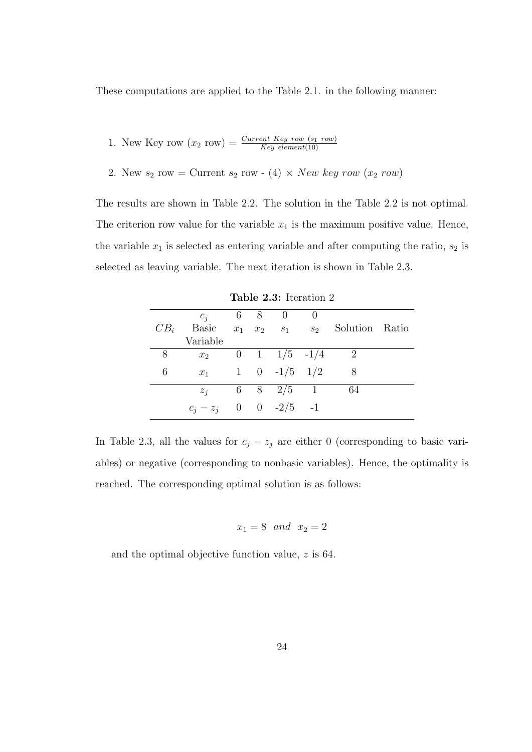These computations are applied to the Table 2.1. in the following manner:

1. New Key row ($x_2$ row) $= \frac{Current\ Key\ row\ (s_1\ row)}{Key\ element(10)}$

2. New $s_2$ row = Current $s_2$ row - (4) $\times$ *New key row* ($x_2$ *row*)

The results are shown in Table 2.2. The solution in the Table 2.2 is not optimal. The criterion row value for the variable $x_1$ is the maximum positive value. Hence, the variable $x_1$ is selected as entering variable and after computing the ratio, $s_2$ is selected as leaving variable. The next iteration is shown in Table 2.3.

**Table 2.3:** Iteration 2

| | $c_j$ | 6 | 8 | 0 | 0 | | |
|---|---|---|---|---|---|---|---|
| $CB_i$ | Basic Variable | $x_1$ | $x_2$ | $s_1$ | $s_2$ | Solution | Ratio |
| 8 | $x_2$ | 0 | 1 | 1/5 | -1/4 | 2 | |
| 6 | $x_1$ | 1 | 0 | -1/5 | 1/2 | 8 | |
| | $z_j$ | 6 | 8 | 2/5 | 1 | 64 | |
| | $c_j - z_j$ | 0 | 0 | -2/5 | -1 | | |

In Table 2.3, all the values for $c_j - z_j$ are either 0 (corresponding to basic variables) or negative (corresponding to nonbasic variables). Hence, the optimality is reached. The corresponding optimal solution is as follows:

$$x_1 = 8 \ \ and \ \ x_2 = 2$$

and the optimal objective function value, $z$ is 64.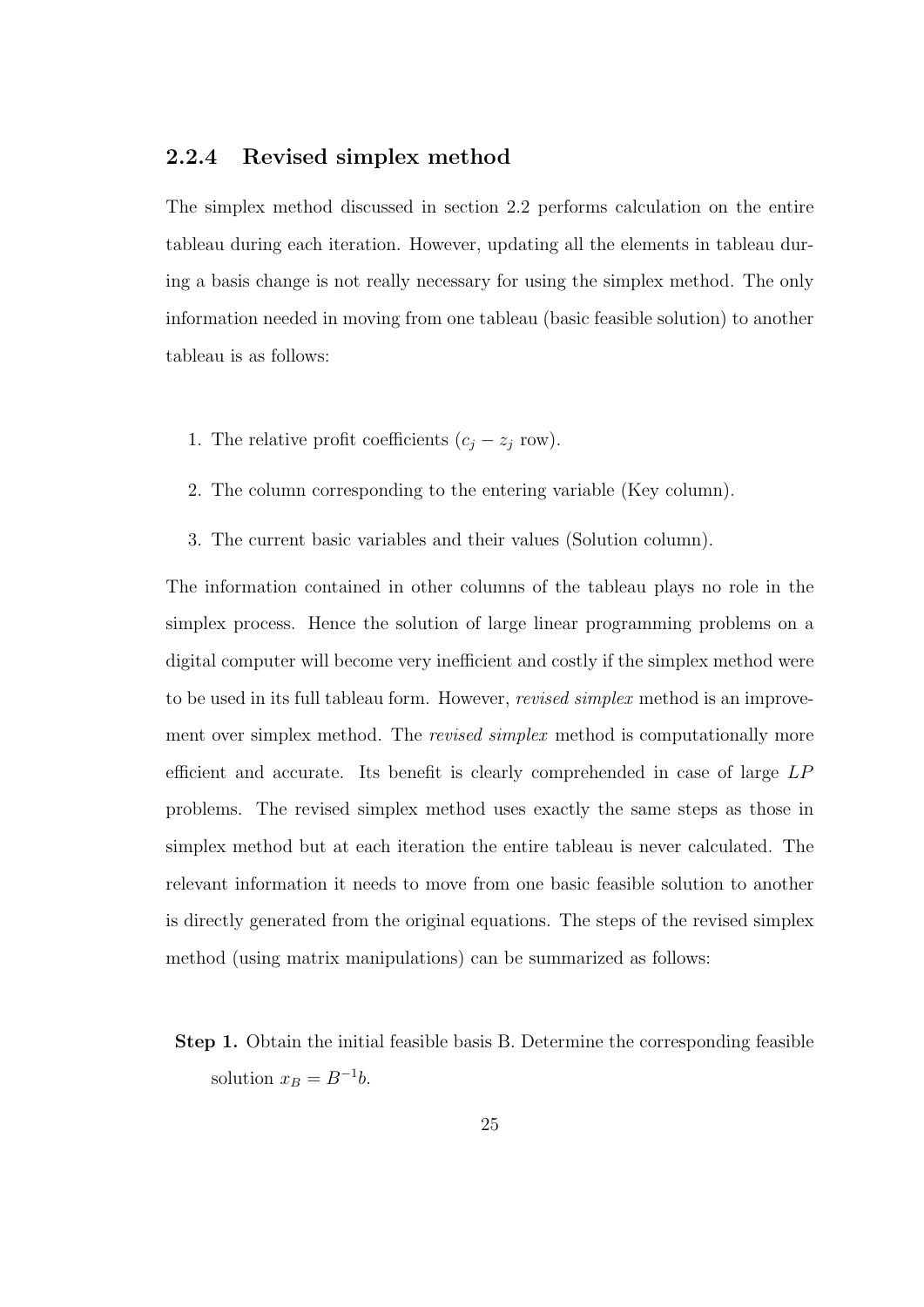### 2.2.4 Revised simplex method

The simplex method discussed in section 2.2 performs calculation on the entire tableau during each iteration. However, updating all the elements in tableau during a basis change is not really necessary for using the simplex method. The only information needed in moving from one tableau (basic feasible solution) to another tableau is as follows:

1. The relative profit coefficients ($c_j - z_j$ row).
2. The column corresponding to the entering variable (Key column).
3. The current basic variables and their values (Solution column).

The information contained in other columns of the tableau plays no role in the simplex process. Hence the solution of large linear programming problems on a digital computer will become very inefficient and costly if the simplex method were to be used in its full tableau form. However, *revised simplex* method is an improvement over simplex method. The *revised simplex* method is computationally more efficient and accurate. Its benefit is clearly comprehended in case of large $LP$ problems. The revised simplex method uses exactly the same steps as those in simplex method but at each iteration the entire tableau is never calculated. The relevant information it needs to move from one basic feasible solution to another is directly generated from the original equations. The steps of the revised simplex method (using matrix manipulations) can be summarized as follows:

**Step 1.** Obtain the initial feasible basis B. Determine the corresponding feasible solution $x_B = B^{-1}b$.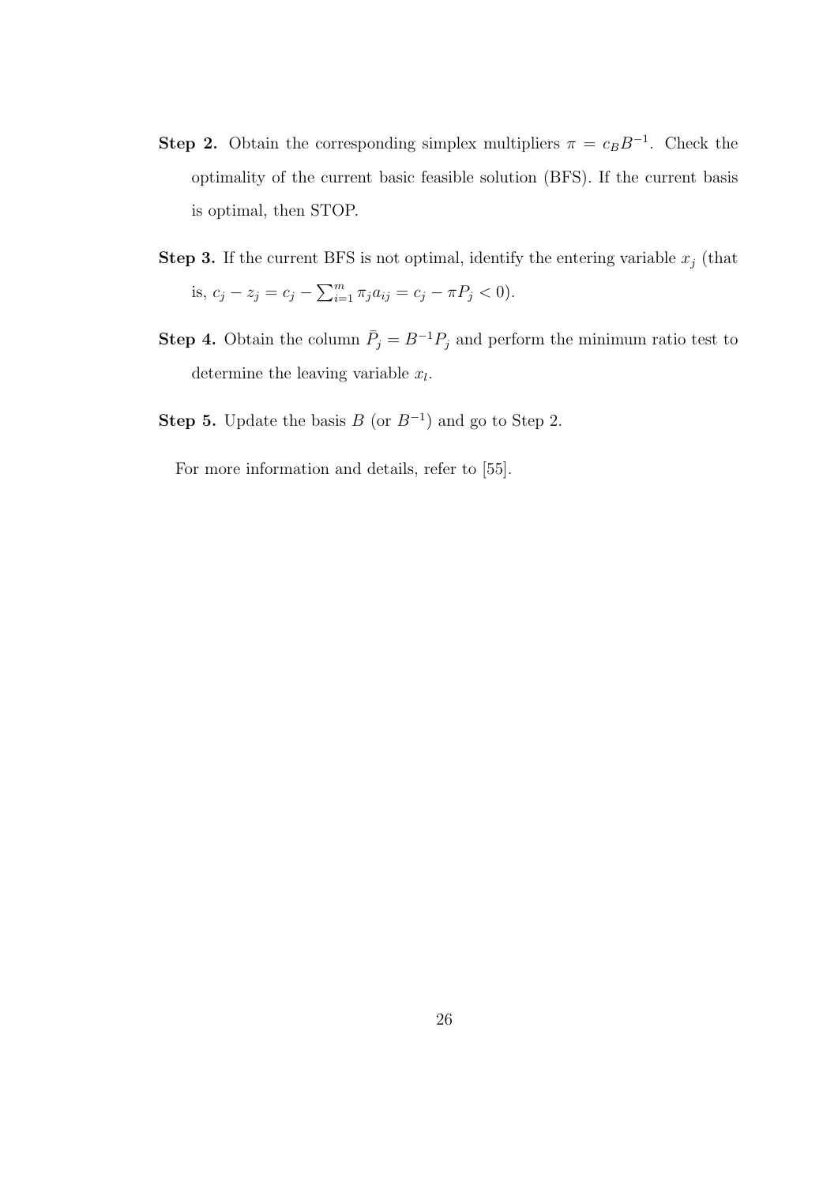**Step 2.** Obtain the corresponding simplex multipliers $\pi = c_B B^{-1}$. Check the optimality of the current basic feasible solution (BFS). If the current basis is optimal, then STOP.

**Step 3.** If the current BFS is not optimal, identify the entering variable $x_j$ (that is, $c_j - z_j = c_j - \sum_{i=1}^{m} \pi_j a_{ij} = c_j - \pi P_j < 0$).

**Step 4.** Obtain the column $\bar{P}_j = B^{-1} P_j$ and perform the minimum ratio test to determine the leaving variable $x_l$.

**Step 5.** Update the basis $B$ (or $B^{-1}$) and go to Step 2.

For more information and details, refer to [55].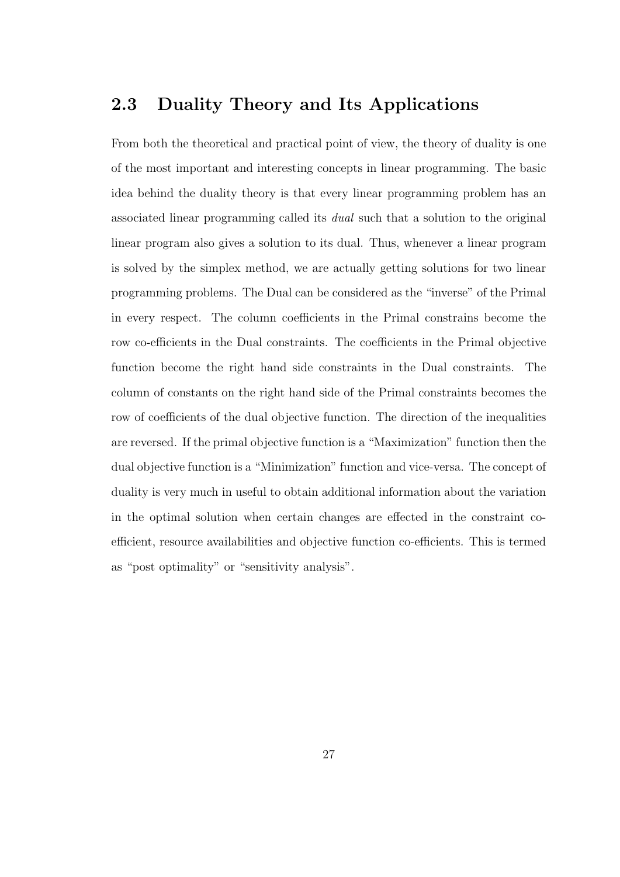## 2.3 Duality Theory and Its Applications

From both the theoretical and practical point of view, the theory of duality is one of the most important and interesting concepts in linear programming. The basic idea behind the duality theory is that every linear programming problem has an associated linear programming called its *dual* such that a solution to the original linear program also gives a solution to its dual. Thus, whenever a linear program is solved by the simplex method, we are actually getting solutions for two linear programming problems. The Dual can be considered as the "inverse" of the Primal in every respect. The column coefficients in the Primal constrains become the row co-efficients in the Dual constraints. The coefficients in the Primal objective function become the right hand side constraints in the Dual constraints. The column of constants on the right hand side of the Primal constraints becomes the row of coefficients of the dual objective function. The direction of the inequalities are reversed. If the primal objective function is a "Maximization" function then the dual objective function is a "Minimization" function and vice-versa. The concept of duality is very much in useful to obtain additional information about the variation in the optimal solution when certain changes are effected in the constraint co-efficient, resource availabilities and objective function co-efficients. This is termed as "post optimality" or "sensitivity analysis".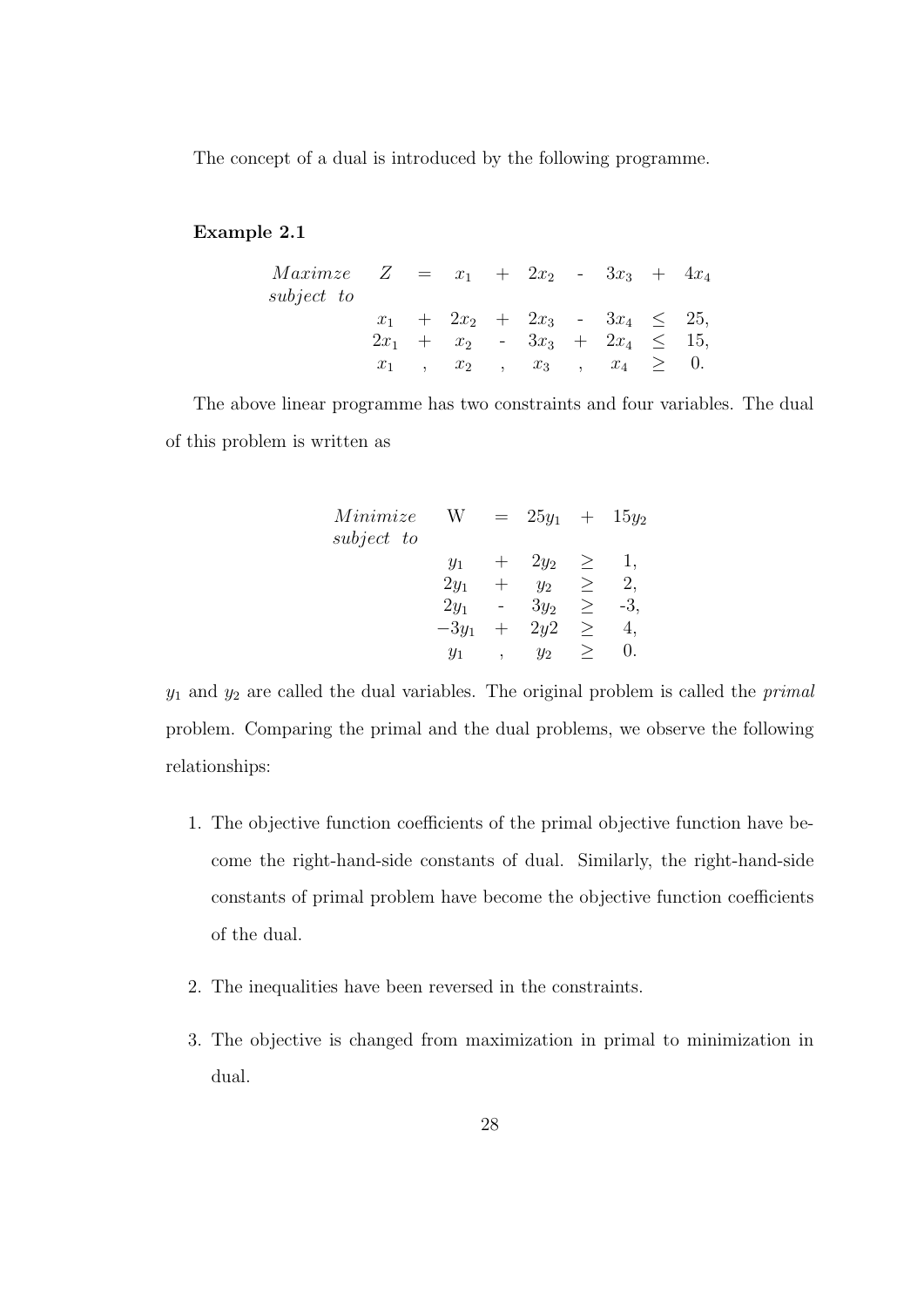The concept of a dual is introduced by the following programme.

**Example 2.1**

$$
\begin{array}{lccccccccc}
Maximze & Z & = & x_1 & + & 2x_2 & - & 3x_3 & + & 4x_4 \\
subject\ to & & & & & & & & & \\
& x_1 & + & 2x_2 & + & 2x_3 & - & 3x_4 & \leq & 25, \\
& 2x_1 & + & x_2 & - & 3x_3 & + & 2x_4 & \leq & 15, \\
& x_1 & , & x_2 & , & x_3 & , & x_4 & \geq & 0.
\end{array}
$$

The above linear programme has two constraints and four variables. The dual of this problem is written as

$$
\begin{array}{lccccc}
Minimize & \text{W} & = & 25y_1 & + & 15y_2 \\
subject\ to & & & & & \\
& y_1 & + & 2y_2 & \geq & 1, \\
& 2y_1 & + & y_2 & \geq & 2, \\
& 2y_1 & - & 3y_2 & \geq & -3, \\
& -3y_1 & + & 2y2 & \geq & 4, \\
& y_1 & , & y_2 & \geq & 0.
\end{array}
$$

$y_1$ and $y_2$ are called the dual variables. The original problem is called the *primal* problem. Comparing the primal and the dual problems, we observe the following relationships:

1. The objective function coefficients of the primal objective function have become the right-hand-side constants of dual. Similarly, the right-hand-side constants of primal problem have become the objective function coefficients of the dual.

2. The inequalities have been reversed in the constraints.

3. The objective is changed from maximization in primal to minimization in dual.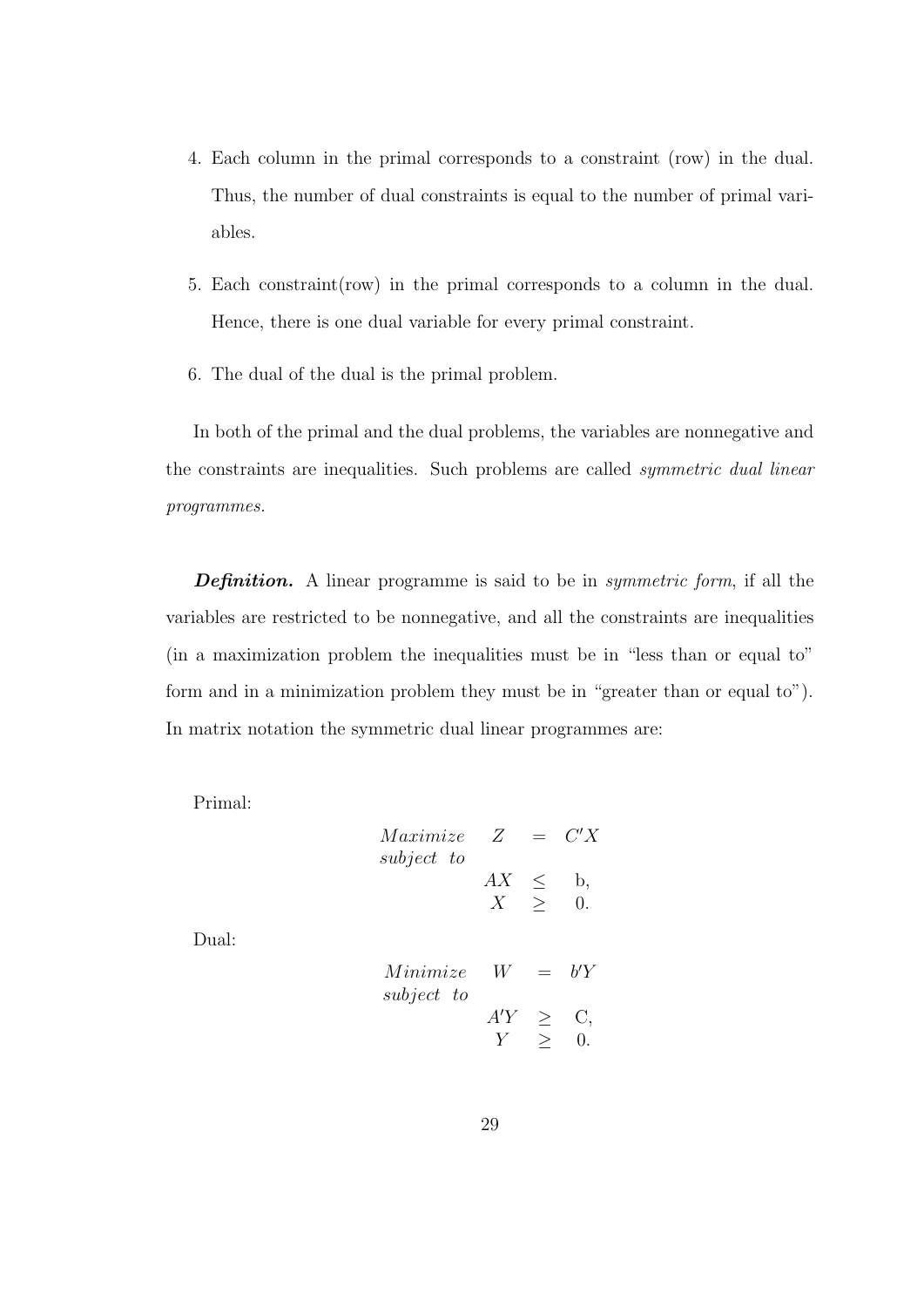4. Each column in the primal corresponds to a constraint (row) in the dual. Thus, the number of dual constraints is equal to the number of primal variables.

5. Each constraint(row) in the primal corresponds to a column in the dual. Hence, there is one dual variable for every primal constraint.

6. The dual of the dual is the primal problem.

In both of the primal and the dual problems, the variables are nonnegative and the constraints are inequalities. Such problems are called *symmetric dual linear programmes.*

***Definition.*** A linear programme is said to be in *symmetric form*, if all the variables are restricted to be nonnegative, and all the constraints are inequalities (in a maximization problem the inequalities must be in "less than or equal to" form and in a minimization problem they must be in "greater than or equal to"). In matrix notation the symmetric dual linear programmes are:

Primal:

$$\begin{array}{llcl} Maximize & Z & = & C'X \\ subject\ to & & & \\ & AX & \leq & \text{b}, \\ & X & \geq & 0. \end{array}$$

Dual:

$$\begin{array}{llcl} Minimize & W & = & b'Y \\ subject\ to & & & \\ & A'Y & \geq & \text{C}, \\ & Y & \geq & 0. \end{array}$$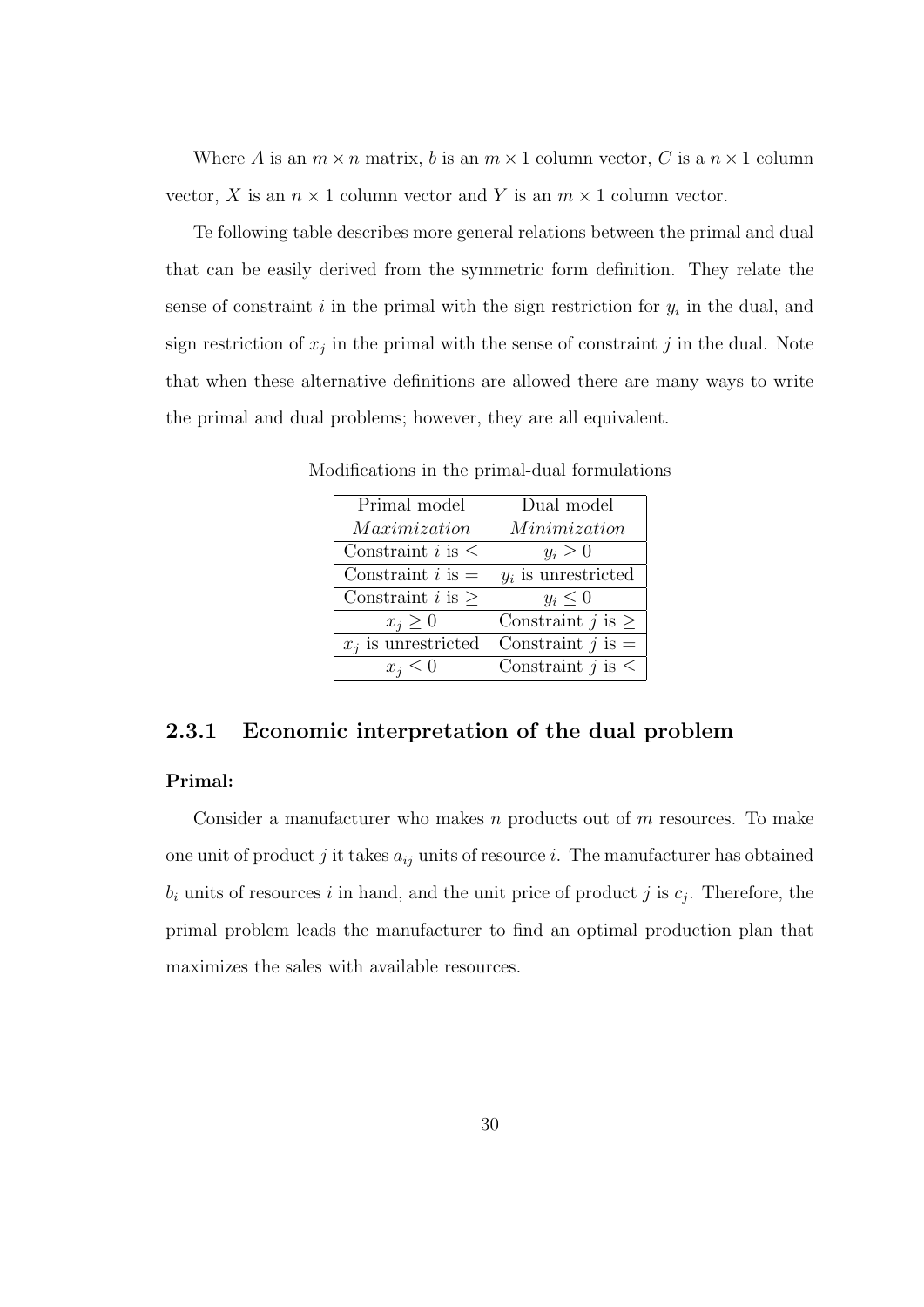Where $A$ is an $m \times n$ matrix, $b$ is an $m \times 1$ column vector, $C$ is a $n \times 1$ column vector, $X$ is an $n \times 1$ column vector and $Y$ is an $m \times 1$ column vector.

Te following table describes more general relations between the primal and dual that can be easily derived from the symmetric form definition. They relate the sense of constraint $i$ in the primal with the sign restriction for $y_i$ in the dual, and sign restriction of $x_j$ in the primal with the sense of constraint $j$ in the dual. Note that when these alternative definitions are allowed there are many ways to write the primal and dual problems; however, they are all equivalent.

Modifications in the primal-dual formulations

| Primal model | Dual model |
|---|---|
| *Maximization* | *Minimization* |
| Constraint $i$ is $\leq$ | $y_i \geq 0$ |
| Constraint $i$ is $=$ | $y_i$ is unrestricted |
| Constraint $i$ is $\geq$ | $y_i \leq 0$ |
| $x_j \geq 0$ | Constraint $j$ is $\geq$ |
| $x_j$ is unrestricted | Constraint $j$ is $=$ |
| $x_j \leq 0$ | Constraint $j$ is $\leq$ |

### 2.3.1 Economic interpretation of the dual problem

**Primal:**

Consider a manufacturer who makes $n$ products out of $m$ resources. To make one unit of product $j$ it takes $a_{ij}$ units of resource $i$. The manufacturer has obtained $b_i$ units of resources $i$ in hand, and the unit price of product $j$ is $c_j$. Therefore, the primal problem leads the manufacturer to find an optimal production plan that maximizes the sales with available resources.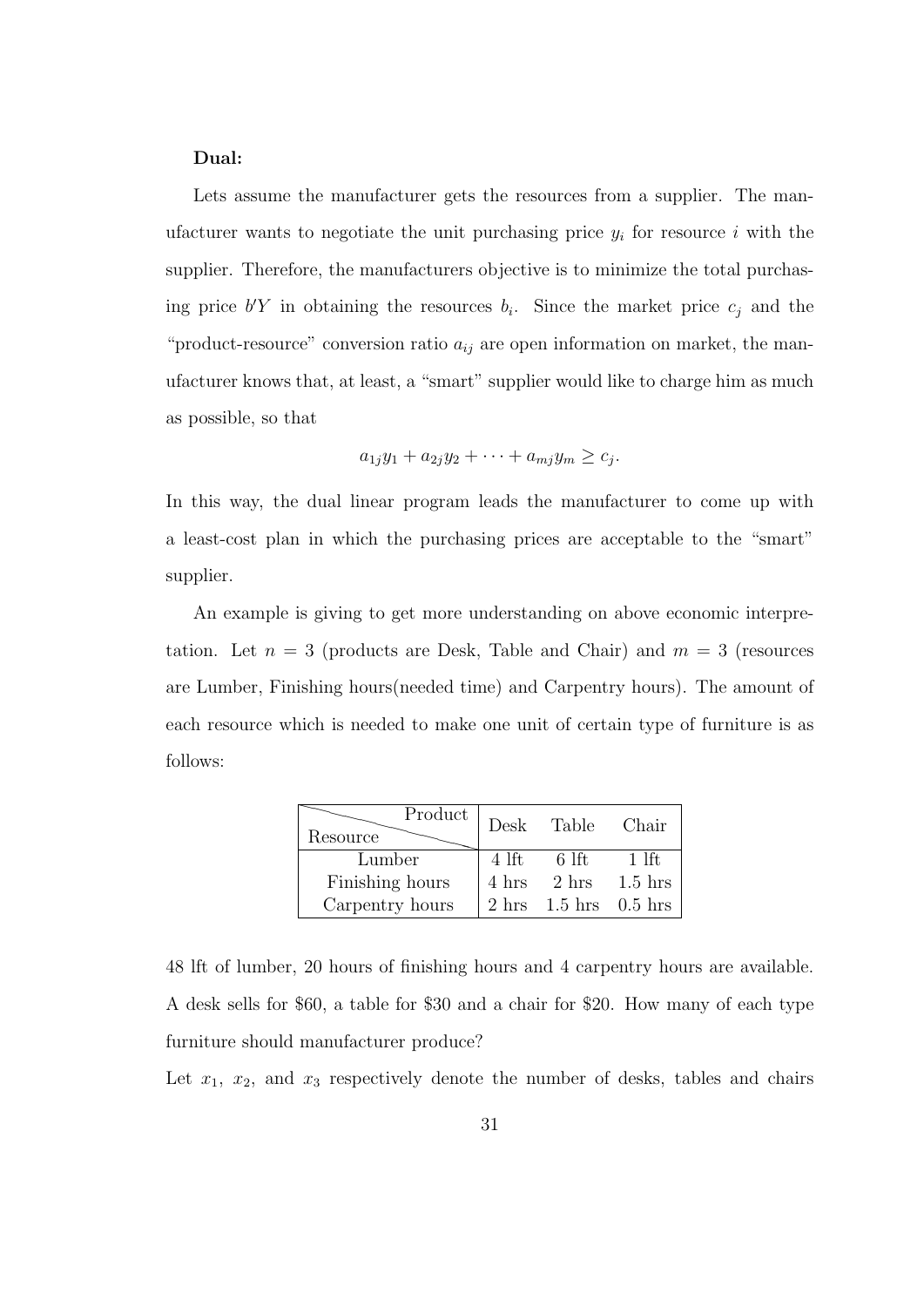**Dual:**

Lets assume the manufacturer gets the resources from a supplier. The manufacturer wants to negotiate the unit purchasing price $y_i$ for resource $i$ with the supplier. Therefore, the manufacturers objective is to minimize the total purchasing price $b'Y$ in obtaining the resources $b_i$. Since the market price $c_j$ and the "product-resource" conversion ratio $a_{ij}$ are open information on market, the manufacturer knows that, at least, a "smart" supplier would like to charge him as much as possible, so that

$$a_{1j}y_1 + a_{2j}y_2 + \cdots + a_{mj}y_m \geq c_j.$$

In this way, the dual linear program leads the manufacturer to come up with a least-cost plan in which the purchasing prices are acceptable to the "smart" supplier.

An example is giving to get more understanding on above economic interpretation. Let $n = 3$ (products are Desk, Table and Chair) and $m = 3$ (resources are Lumber, Finishing hours(needed time) and Carpentry hours). The amount of each resource which is needed to make one unit of certain type of furniture is as follows:

| Resource \ Product | Desk | Table | Chair |
|---|---|---|---|
| Lumber | 4 lft | 6 lft | 1 lft |
| Finishing hours | 4 hrs | 2 hrs | 1.5 hrs |
| Carpentry hours | 2 hrs | 1.5 hrs | 0.5 hrs |

48 lft of lumber, 20 hours of finishing hours and 4 carpentry hours are available. A desk sells for \$60, a table for \$30 and a chair for \$20. How many of each type furniture should manufacturer produce?

Let $x_1$, $x_2$, and $x_3$ respectively denote the number of desks, tables and chairs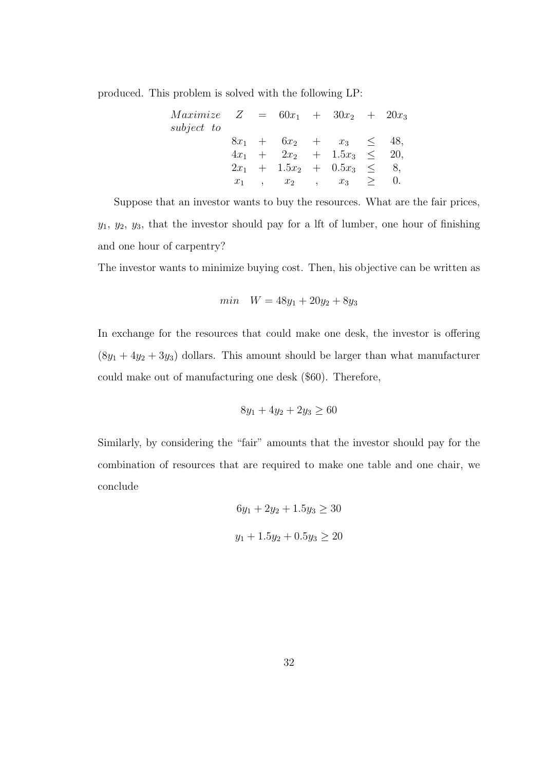produced. This problem is solved with the following LP:

$$
\begin{array}{lllllllll}
Maximize & Z & = & 60x_1 & + & 30x_2 & + & 20x_3 & \\
subject\ to & & & & & & & & \\
& & & 8x_1 & + & 6x_2 & + & x_3 & \leq & 48, \\
& & & 4x_1 & + & 2x_2 & + & 1.5x_3 & \leq & 20, \\
& & & 2x_1 & + & 1.5x_2 & + & 0.5x_3 & \leq & 8, \\
& & & x_1 & , & x_2 & , & x_3 & \geq & 0.
\end{array}
$$

Suppose that an investor wants to buy the resources. What are the fair prices, $y_1$, $y_2$, $y_3$, that the investor should pay for a lft of lumber, one hour of finishing and one hour of carpentry?

The investor wants to minimize buying cost. Then, his objective can be written as

$$min \quad W = 48y_1 + 20y_2 + 8y_3$$

In exchange for the resources that could make one desk, the investor is offering $(8y_1 + 4y_2 + 3y_3)$ dollars. This amount should be larger than what manufacturer could make out of manufacturing one desk (\$60). Therefore,

$$8y_1 + 4y_2 + 2y_3 \geq 60$$

Similarly, by considering the "fair" amounts that the investor should pay for the combination of resources that are required to make one table and one chair, we conclude

$$6y_1 + 2y_2 + 1.5y_3 \geq 30$$

$$y_1 + 1.5y_2 + 0.5y_3 \geq 20$$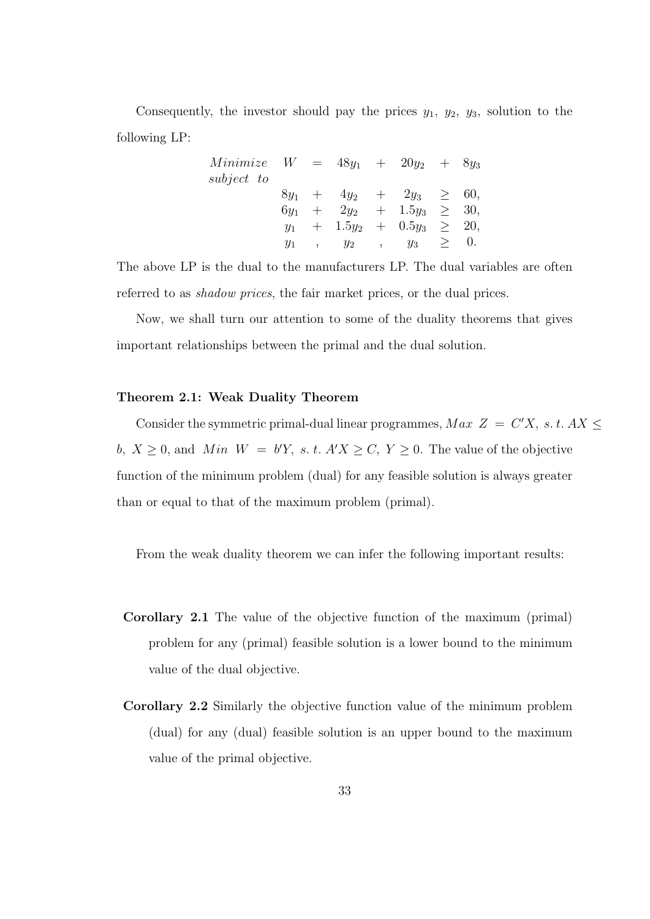Consequently, the investor should pay the prices $y_1$, $y_2$, $y_3$, solution to the following LP:

$$
\begin{array}{llcccccccc}
Minimize & W & = & 48y_1 & + & 20y_2 & + & 8y_3 & & \\
subject\ to & & & & & & & & & \\
& 8y_1 & + & 4y_2 & + & 2y_3 & \geq & 60, & & \\
& 6y_1 & + & 2y_2 & + & 1.5y_3 & \geq & 30, & & \\
& y_1 & + & 1.5y_2 & + & 0.5y_3 & \geq & 20, & & \\
& y_1 & , & y_2 & , & y_3 & \geq & 0. & &
\end{array}
$$

The above LP is the dual to the manufacturers LP. The dual variables are often referred to as *shadow prices*, the fair market prices, or the dual prices.

Now, we shall turn our attention to some of the duality theorems that gives important relationships between the primal and the dual solution.

**Theorem 2.1: Weak Duality Theorem**

Consider the symmetric primal-dual linear programmes, $Max\ Z = C'X,\ s.t.\ AX \leq b,\ X \geq 0$, and $Min\ W = b'Y,\ s.t.\ A'X \geq C,\ Y \geq 0$. The value of the objective function of the minimum problem (dual) for any feasible solution is always greater than or equal to that of the maximum problem (primal).

From the weak duality theorem we can infer the following important results:

**Corollary 2.1** The value of the objective function of the maximum (primal) problem for any (primal) feasible solution is a lower bound to the minimum value of the dual objective.

**Corollary 2.2** Similarly the objective function value of the minimum problem (dual) for any (dual) feasible solution is an upper bound to the maximum value of the primal objective.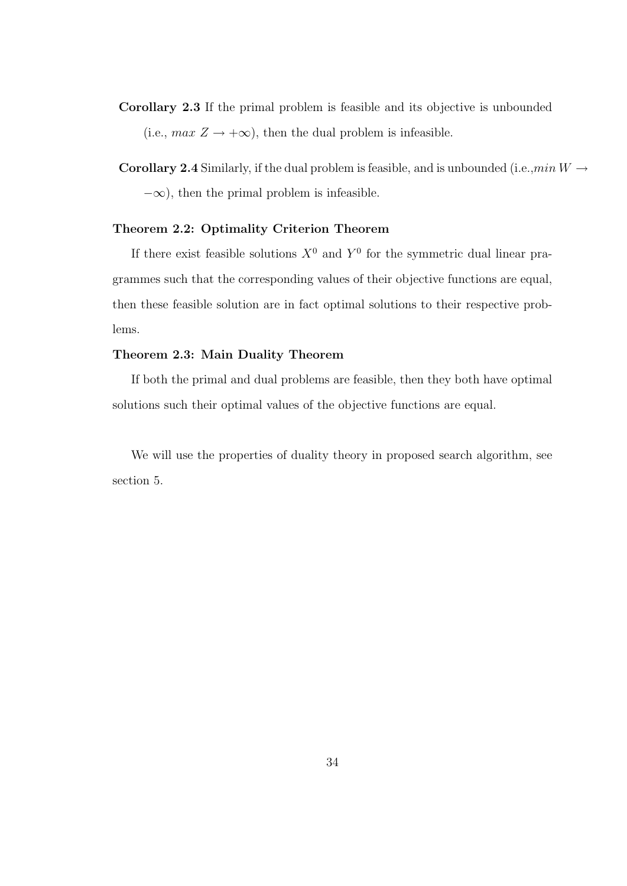**Corollary 2.3** If the primal problem is feasible and its objective is unbounded (i.e., $max\ Z \rightarrow +\infty$), then the dual problem is infeasible.

**Corollary 2.4** Similarly, if the dual problem is feasible, and is unbounded (i.e.,$min\, W \rightarrow -\infty$), then the primal problem is infeasible.

**Theorem 2.2: Optimality Criterion Theorem**

If there exist feasible solutions $X^0$ and $Y^0$ for the symmetric dual linear pragrammes such that the corresponding values of their objective functions are equal, then these feasible solution are in fact optimal solutions to their respective problems.

**Theorem 2.3: Main Duality Theorem**

If both the primal and dual problems are feasible, then they both have optimal solutions such their optimal values of the objective functions are equal.

We will use the properties of duality theory in proposed search algorithm, see section 5.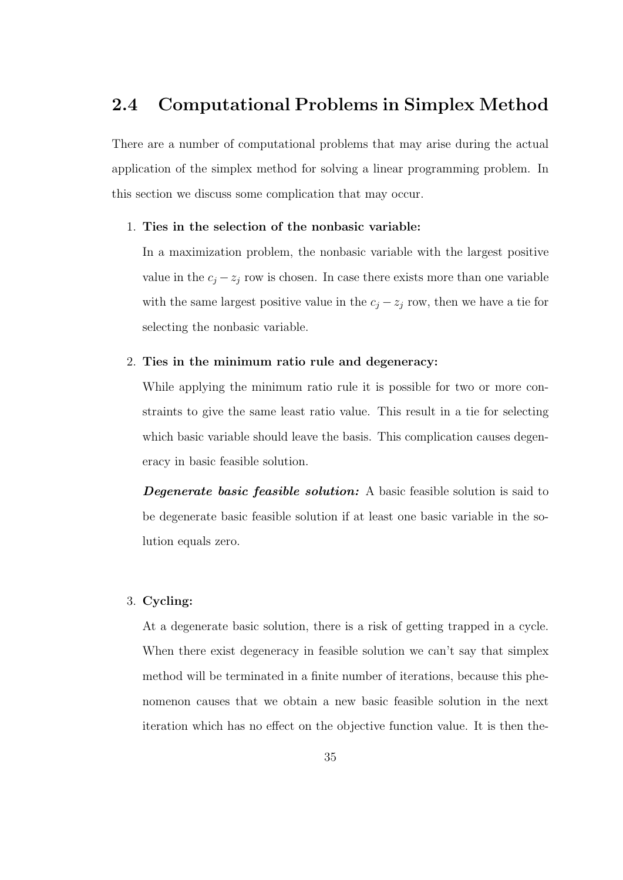## 2.4 Computational Problems in Simplex Method

There are a number of computational problems that may arise during the actual application of the simplex method for solving a linear programming problem. In this section we discuss some complication that may occur.

1. **Ties in the selection of the nonbasic variable:**

   In a maximization problem, the nonbasic variable with the largest positive value in the $c_j - z_j$ row is chosen. In case there exists more than one variable with the same largest positive value in the $c_j - z_j$ row, then we have a tie for selecting the nonbasic variable.

2. **Ties in the minimum ratio rule and degeneracy:**

   While applying the minimum ratio rule it is possible for two or more constraints to give the same least ratio value. This result in a tie for selecting which basic variable should leave the basis. This complication causes degeneracy in basic feasible solution.

   ***Degenerate basic feasible solution:*** A basic feasible solution is said to be degenerate basic feasible solution if at least one basic variable in the solution equals zero.

3. **Cycling:**

   At a degenerate basic solution, there is a risk of getting trapped in a cycle. When there exist degeneracy in feasible solution we can't say that simplex method will be terminated in a finite number of iterations, because this phenomenon causes that we obtain a new basic feasible solution in the next iteration which has no effect on the objective function value. It is then the-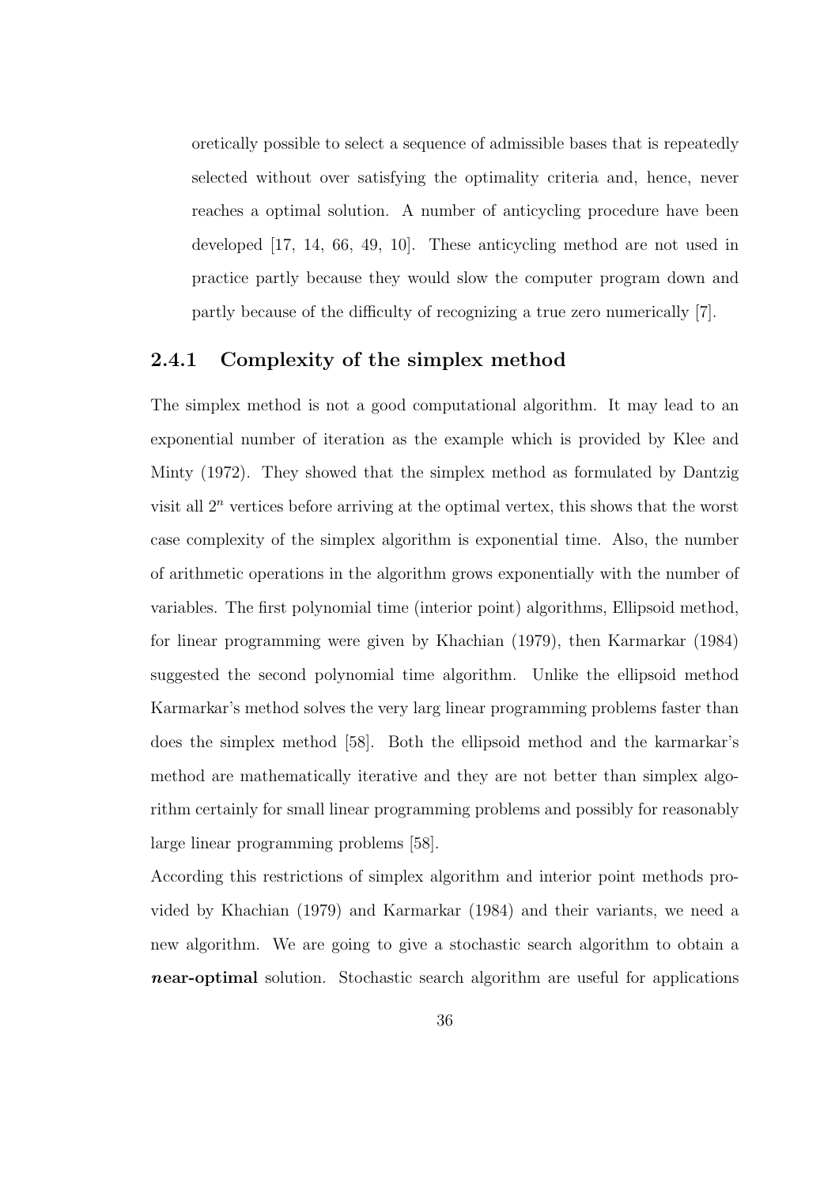oretically possible to select a sequence of admissible bases that is repeatedly selected without over satisfying the optimality criteria and, hence, never reaches a optimal solution. A number of anticycling procedure have been developed [17, 14, 66, 49, 10]. These anticycling method are not used in practice partly because they would slow the computer program down and partly because of the difficulty of recognizing a true zero numerically [7].

### 2.4.1 Complexity of the simplex method

The simplex method is not a good computational algorithm. It may lead to an exponential number of iteration as the example which is provided by Klee and Minty (1972). They showed that the simplex method as formulated by Dantzig visit all $2^n$ vertices before arriving at the optimal vertex, this shows that the worst case complexity of the simplex algorithm is exponential time. Also, the number of arithmetic operations in the algorithm grows exponentially with the number of variables. The first polynomial time (interior point) algorithms, Ellipsoid method, for linear programming were given by Khachian (1979), then Karmarkar (1984) suggested the second polynomial time algorithm. Unlike the ellipsoid method Karmarkar's method solves the very larg linear programming problems faster than does the simplex method [58]. Both the ellipsoid method and the karmarkar's method are mathematically iterative and they are not better than simplex algorithm certainly for small linear programming problems and possibly for reasonably large linear programming problems [58].

According this restrictions of simplex algorithm and interior point methods provided by Khachian (1979) and Karmarkar (1984) and their variants, we need a new algorithm. We are going to give a stochastic search algorithm to obtain a ***n*ear-optimal** solution. Stochastic search algorithm are useful for applications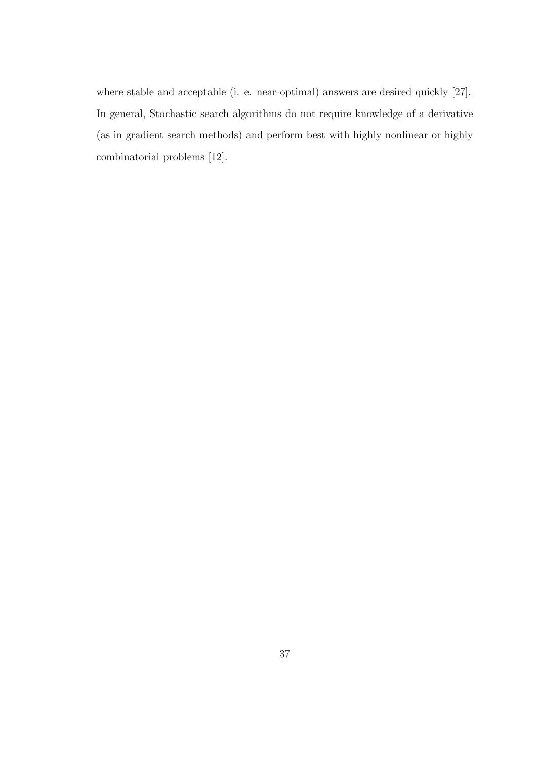where stable and acceptable (i. e. near-optimal) answers are desired quickly [27]. In general, Stochastic search algorithms do not require knowledge of a derivative (as in gradient search methods) and perform best with highly nonlinear or highly combinatorial problems [12].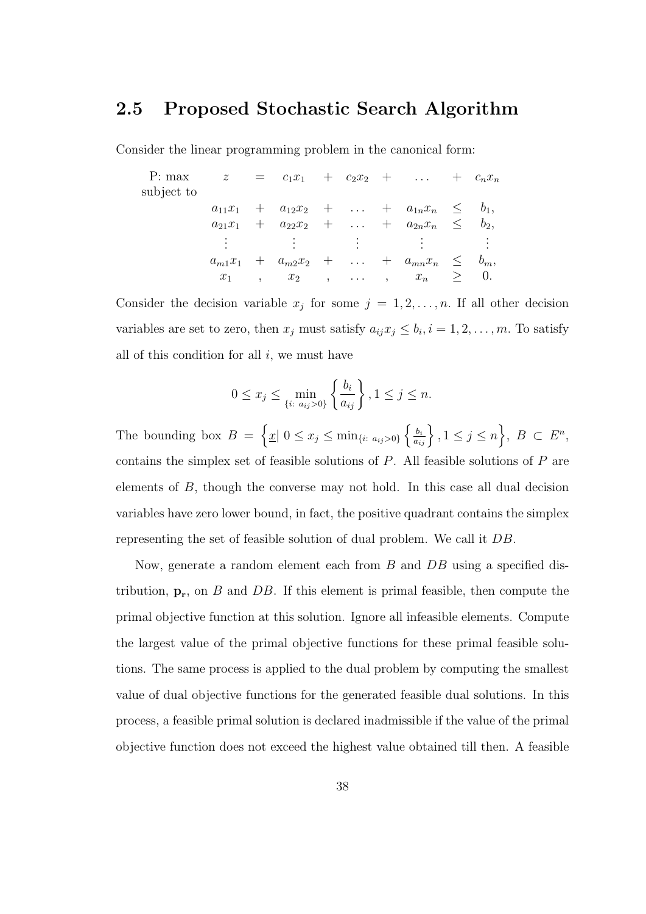## 2.5 Proposed Stochastic Search Algorithm

Consider the linear programming problem in the canonical form:

$$
\begin{array}{llcccccccc}
\text{P: max} & z & = & c_1x_1 & + & c_2x_2 & + & \dots & + & c_nx_n \\
\text{subject to} & & & & & & & & & \\
& a_{11}x_1 & + & a_{12}x_2 & + & \dots & + & a_{1n}x_n & \leq & b_1, \\
& a_{21}x_1 & + & a_{22}x_2 & + & \dots & + & a_{2n}x_n & \leq & b_2, \\
& \vdots & & \vdots & & \vdots & & \vdots & & \vdots \\
& a_{m1}x_1 & + & a_{m2}x_2 & + & \dots & + & a_{mn}x_n & \leq & b_m, \\
& x_1 & , & x_2 & , & \dots & , & x_n & \geq & 0.
\end{array}
$$

Consider the decision variable $x_j$ for some $j = 1, 2, \dots, n$. If all other decision variables are set to zero, then $x_j$ must satisfy $a_{ij}x_j \leq b_i, i = 1, 2, \dots, m$. To satisfy all of this condition for all $i$, we must have

$$0 \leq x_j \leq \min_{\{i:\ a_{ij}>0\}} \left\{ \frac{b_i}{a_{ij}} \right\}, 1 \leq j \leq n.$$

The bounding box $B = \left\{ \underline{x} |\ 0 \leq x_j \leq \min_{\{i:\ a_{ij}>0\}} \left\{ \frac{b_i}{a_{ij}} \right\}, 1 \leq j \leq n \right\},\ B \subset E^n$, contains the simplex set of feasible solutions of $P$. All feasible solutions of $P$ are elements of $B$, though the converse may not hold. In this case all dual decision variables have zero lower bound, in fact, the positive quadrant contains the simplex representing the set of feasible solution of dual problem. We call it $DB$.

Now, generate a random element each from $B$ and $DB$ using a specified distribution, $\mathbf{p_r}$, on $B$ and $DB$. If this element is primal feasible, then compute the primal objective function at this solution. Ignore all infeasible elements. Compute the largest value of the primal objective functions for these primal feasible solutions. The same process is applied to the dual problem by computing the smallest value of dual objective functions for the generated feasible dual solutions. In this process, a feasible primal solution is declared inadmissible if the value of the primal objective function does not exceed the highest value obtained till then. A feasible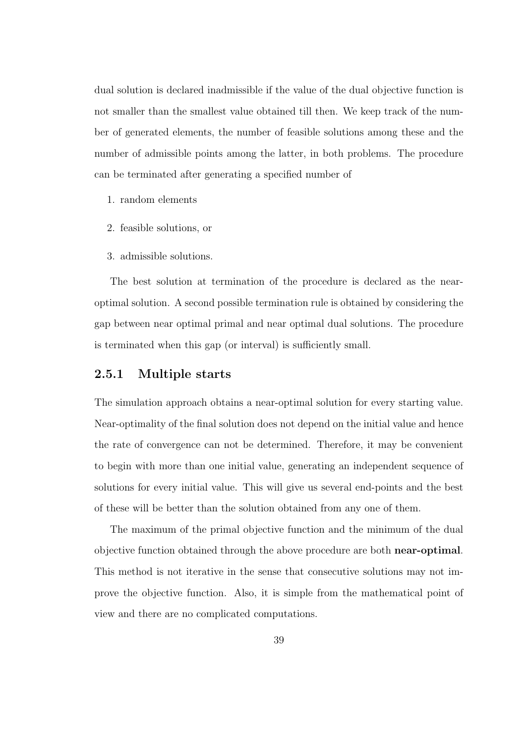dual solution is declared inadmissible if the value of the dual objective function is not smaller than the smallest value obtained till then. We keep track of the number of generated elements, the number of feasible solutions among these and the number of admissible points among the latter, in both problems. The procedure can be terminated after generating a specified number of

1. random elements
2. feasible solutions, or
3. admissible solutions.

The best solution at termination of the procedure is declared as the near-optimal solution. A second possible termination rule is obtained by considering the gap between near optimal primal and near optimal dual solutions. The procedure is terminated when this gap (or interval) is sufficiently small.

### 2.5.1 Multiple starts

The simulation approach obtains a near-optimal solution for every starting value. Near-optimality of the final solution does not depend on the initial value and hence the rate of convergence can not be determined. Therefore, it may be convenient to begin with more than one initial value, generating an independent sequence of solutions for every initial value. This will give us several end-points and the best of these will be better than the solution obtained from any one of them.

The maximum of the primal objective function and the minimum of the dual objective function obtained through the above procedure are both **near-optimal**. This method is not iterative in the sense that consecutive solutions may not improve the objective function. Also, it is simple from the mathematical point of view and there are no complicated computations.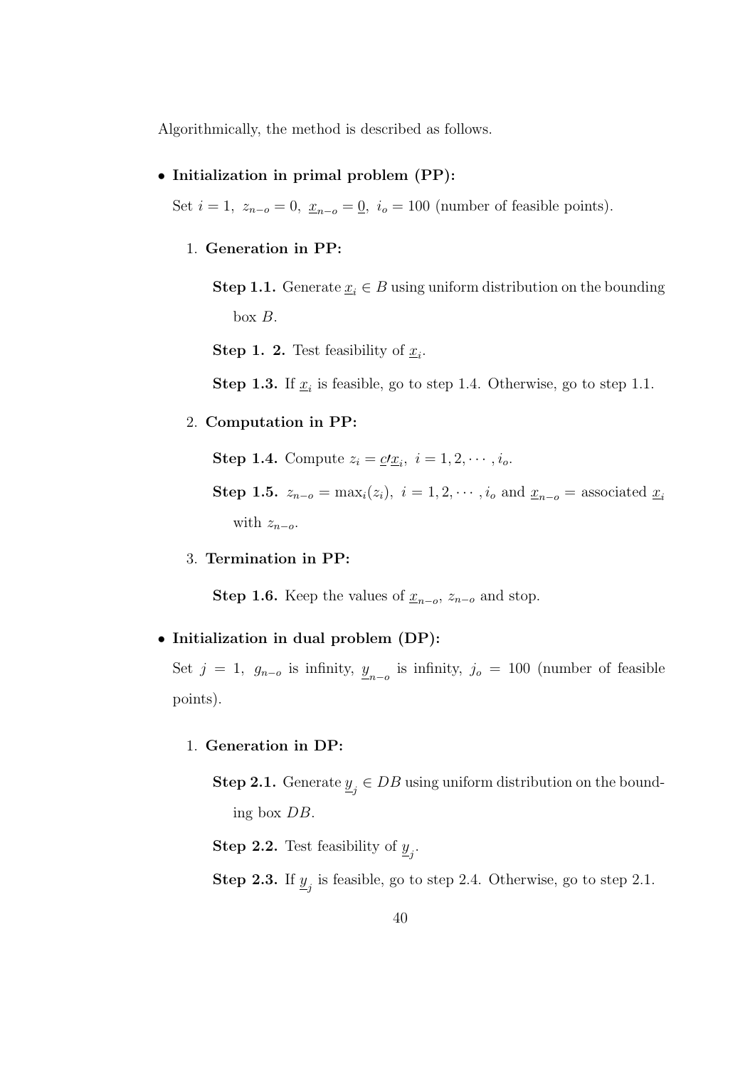Algorithmically, the method is described as follows.

- **Initialization in primal problem (PP):**

  Set $i = 1,\ z_{n-o} = 0,\ \underline{x}_{n-o} = \underline{0},\ i_o = 100$ (number of feasible points).

  1. **Generation in PP:**

     **Step 1.1.** Generate $\underline{x}_i \in B$ using uniform distribution on the bounding box $B$.

     **Step 1. 2.** Test feasibility of $\underline{x}_i$.

     **Step 1.3.** If $\underline{x}_i$ is feasible, go to step 1.4. Otherwise, go to step 1.1.

  2. **Computation in PP:**

     **Step 1.4.** Compute $z_i = \underline{c}\prime\underline{x}_i,\ i = 1, 2, \cdots, i_o$.

     **Step 1.5.** $z_{n-o} = \max_i(z_i),\ i = 1, 2, \cdots, i_o$ and $\underline{x}_{n-o}$ = associated $\underline{x}_i$ with $z_{n-o}$.

  3. **Termination in PP:**

     **Step 1.6.** Keep the values of $\underline{x}_{n-o}$, $z_{n-o}$ and stop.

- **Initialization in dual problem (DP):**

  Set $j = 1,\ g_{n-o}$ is infinity, $\underline{y}_{n-o}$ is infinity, $j_o = 100$ (number of feasible points).

  1. **Generation in DP:**

     **Step 2.1.** Generate $\underline{y}_j \in DB$ using uniform distribution on the bounding box $DB$.

     **Step 2.2.** Test feasibility of $\underline{y}_j$.

     **Step 2.3.** If $\underline{y}_j$ is feasible, go to step 2.4. Otherwise, go to step 2.1.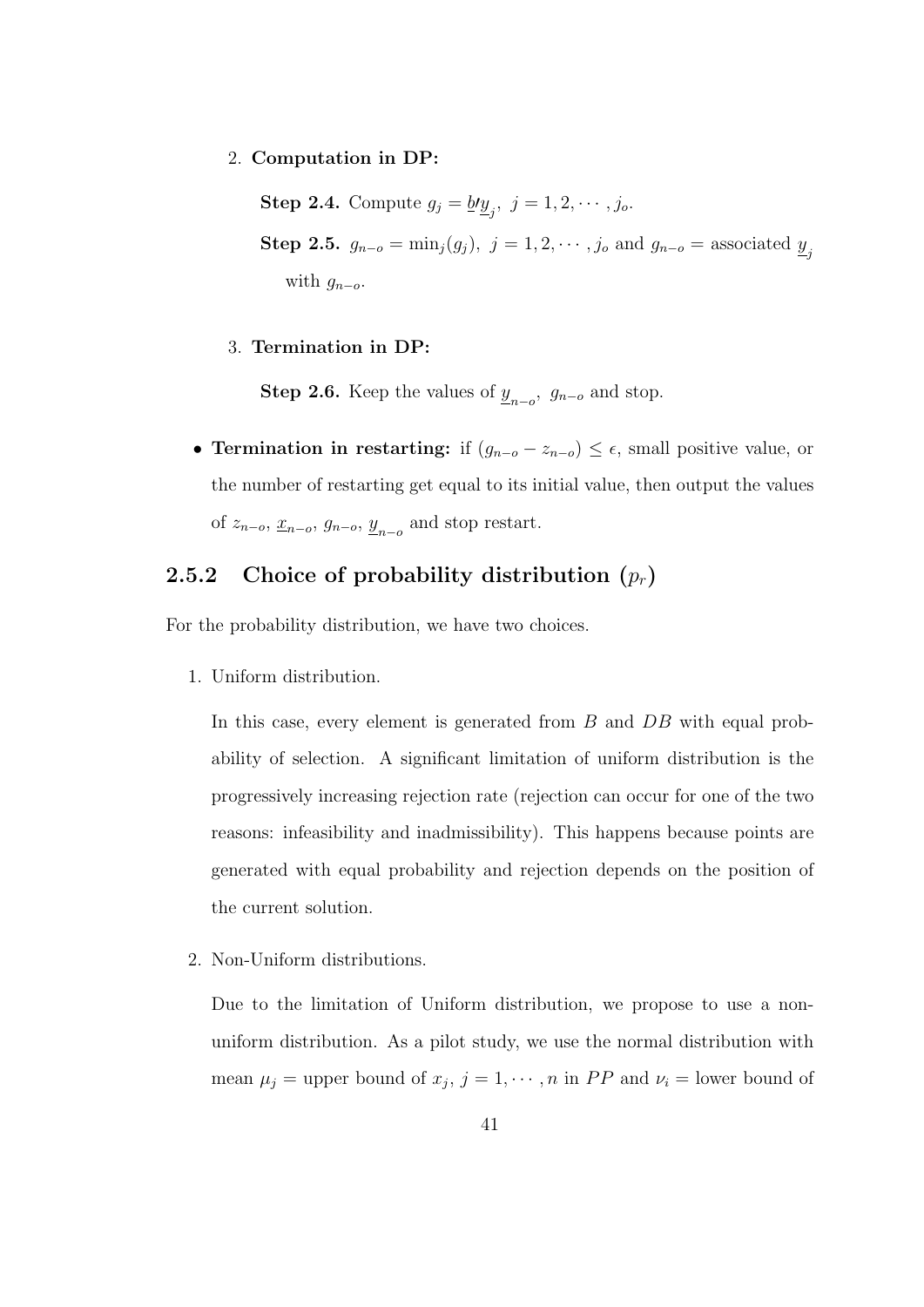2. **Computation in DP:**

   **Step 2.4.** Compute $g_j = \underline{b}\prime\underline{y}_j,\ j = 1, 2, \cdots, j_o$.

   **Step 2.5.** $g_{n-o} = \min_j(g_j),\ j = 1, 2, \cdots, j_o$ and $g_{n-o}$ = associated $\underline{y}_j$ with $g_{n-o}$.

3. **Termination in DP:**

   **Step 2.6.** Keep the values of $\underline{y}_{n-o},\ g_{n-o}$ and stop.

- **Termination in restarting:** if $(g_{n-o} - z_{n-o}) \leq \epsilon$, small positive value, or the number of restarting get equal to its initial value, then output the values of $z_{n-o}$, $\underline{x}_{n-o}$, $g_{n-o}$, $\underline{y}_{n-o}$ and stop restart.

### 2.5.2 Choice of probability distribution ($p_r$)

For the probability distribution, we have two choices.

1. Uniform distribution.

   In this case, every element is generated from $B$ and $DB$ with equal probability of selection. A significant limitation of uniform distribution is the progressively increasing rejection rate (rejection can occur for one of the two reasons: infeasibility and inadmissibility). This happens because points are generated with equal probability and rejection depends on the position of the current solution.

2. Non-Uniform distributions.

   Due to the limitation of Uniform distribution, we propose to use a non-uniform distribution. As a pilot study, we use the normal distribution with mean $\mu_j$ = upper bound of $x_j,\ j = 1, \cdots, n$ in $PP$ and $\nu_i$ = lower bound of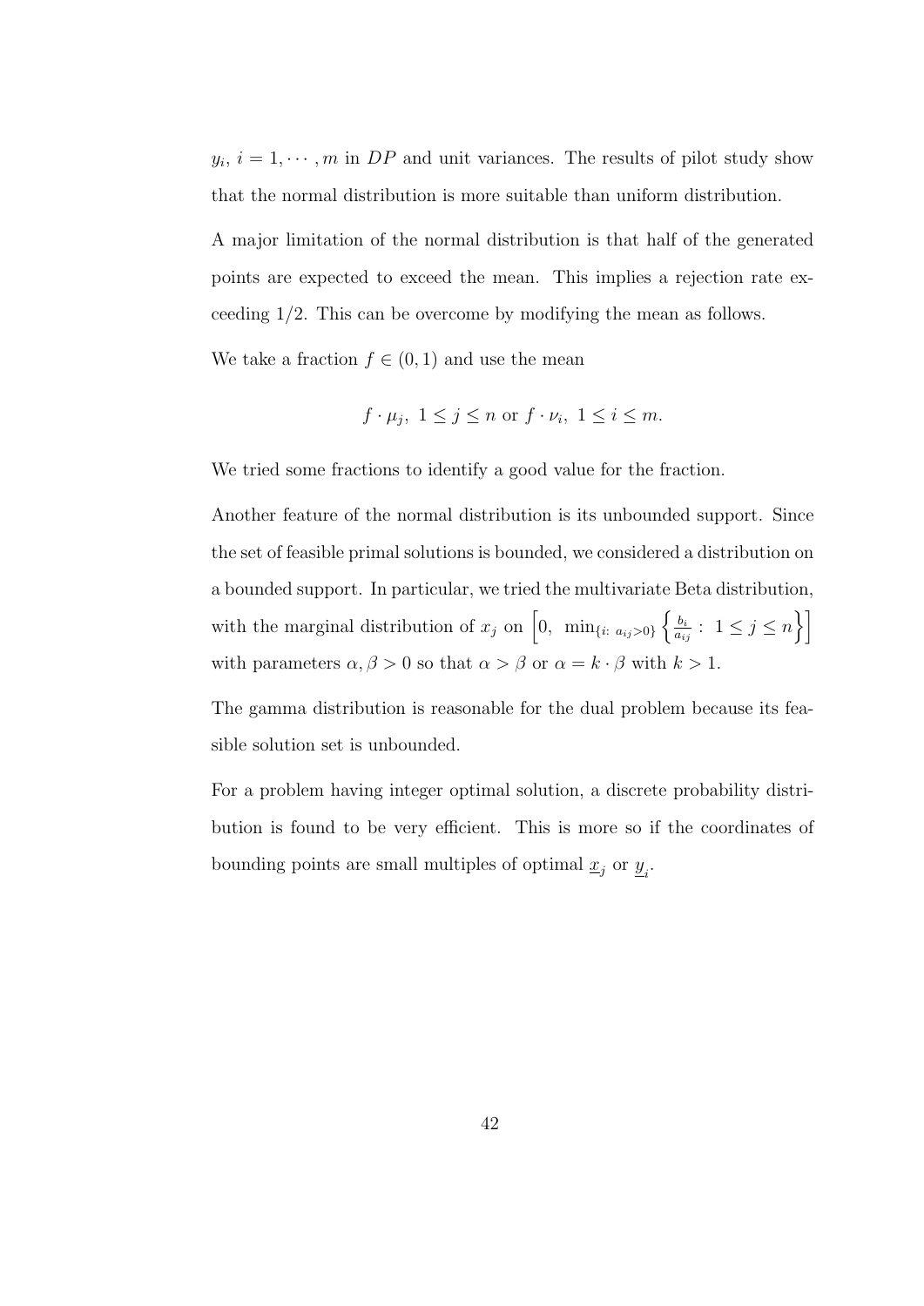$y_i,\ i = 1, \cdots, m$ in $DP$ and unit variances. The results of pilot study show that the normal distribution is more suitable than uniform distribution.

A major limitation of the normal distribution is that half of the generated points are expected to exceed the mean. This implies a rejection rate exceeding 1/2. This can be overcome by modifying the mean as follows.

We take a fraction $f \in (0, 1)$ and use the mean

$$f \cdot \mu_j,\ 1 \leq j \leq n \text{ or } f \cdot \nu_i,\ 1 \leq i \leq m.$$

We tried some fractions to identify a good value for the fraction.

Another feature of the normal distribution is its unbounded support. Since the set of feasible primal solutions is bounded, we considered a distribution on a bounded support. In particular, we tried the multivariate Beta distribution, with the marginal distribution of $x_j$ on $\left[0,\ \min_{\{i:\ a_{ij}>0\}} \left\{ \frac{b_i}{a_{ij}} :\ 1 \leq j \leq n \right\} \right]$ with parameters $\alpha, \beta > 0$ so that $\alpha > \beta$ or $\alpha = k \cdot \beta$ with $k > 1$.

The gamma distribution is reasonable for the dual problem because its feasible solution set is unbounded.

For a problem having integer optimal solution, a discrete probability distribution is found to be very efficient. This is more so if the coordinates of bounding points are small multiples of optimal $\underline{x}_j$ or $\underline{y}_i$.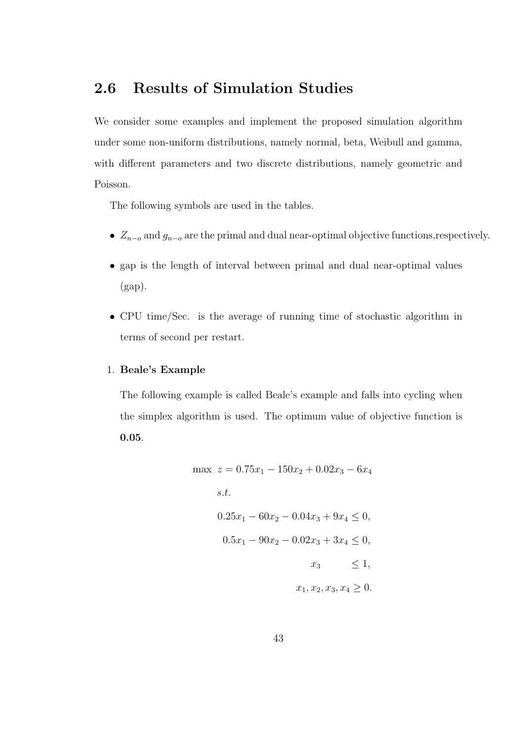## 2.6 Results of Simulation Studies

We consider some examples and implement the proposed simulation algorithm under some non-uniform distributions, namely normal, beta, Weibull and gamma, with different parameters and two discrete distributions, namely geometric and Poisson.

The following symbols are used in the tables.

- $Z_{n-o}$ and $g_{n-o}$ are the primal and dual near-optimal objective functions,respectively.
- gap is the length of interval between primal and dual near-optimal values (gap).
- CPU time/Sec. is the average of running time of stochastic algorithm in terms of second per restart.

1. **Beale's Example**

   The following example is called Beale's example and falls into cycling when the simplex algorithm is used. The optimum value of objective function is **0.05**.

$$
\begin{aligned}
\max \ z = 0.75x_1 - 150x_2 + 0.02x_3 - 6x_4 \\
s.t. \qquad\qquad\qquad\qquad\qquad \\
0.25x_1 - 60x_2 - 0.04x_3 + 9x_4 \leq 0, \\
0.5x_1 - 90x_2 - 0.02x_3 + 3x_4 \leq 0, \\
x_3 \qquad \leq 1, \\
x_1, x_2, x_3, x_4 \geq 0.
\end{aligned}
$$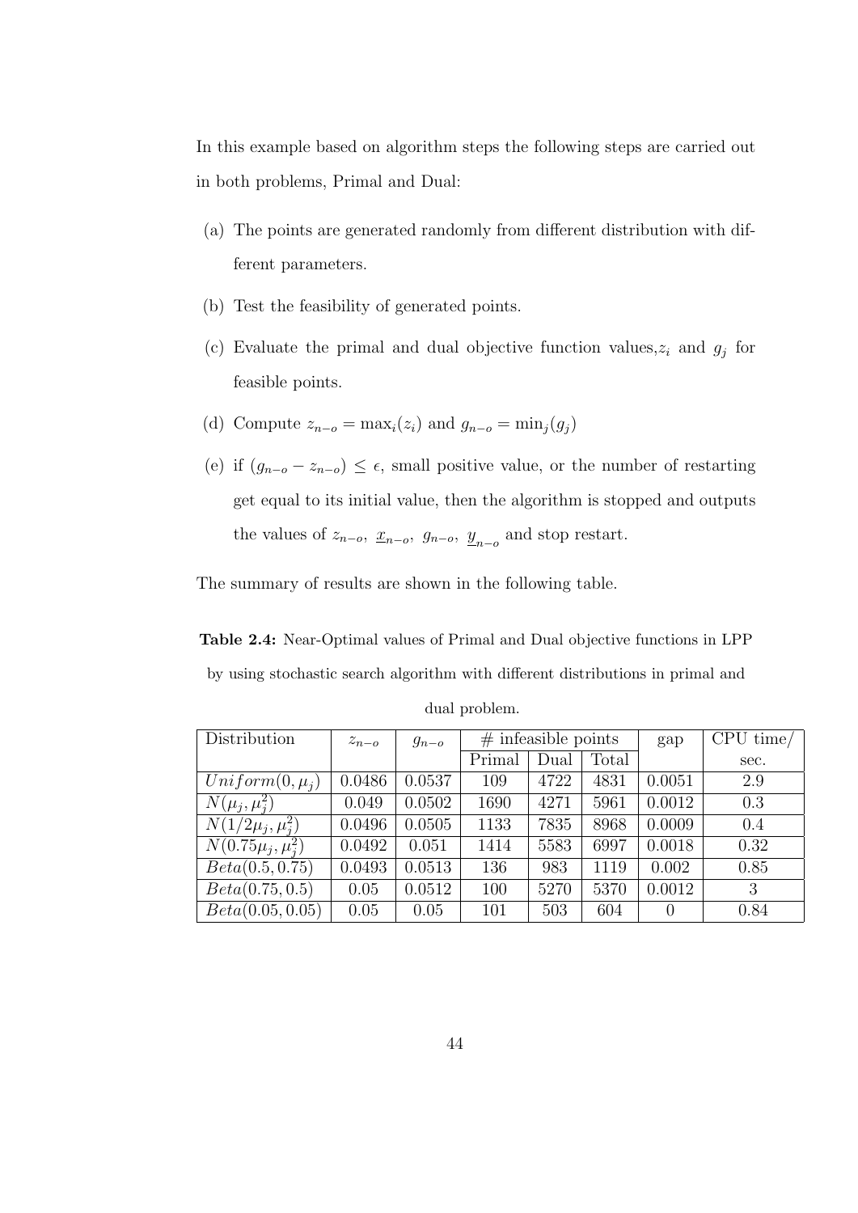In this example based on algorithm steps the following steps are carried out in both problems, Primal and Dual:

(a) The points are generated randomly from different distribution with different parameters.

(b) Test the feasibility of generated points.

(c) Evaluate the primal and dual objective function values, $z_i$ and $g_j$ for feasible points.

(d) Compute $z_{n-o} = \max_i(z_i)$ and $g_{n-o} = \min_j(g_j)$

(e) if $(g_{n-o} - z_{n-o}) \leq \epsilon$, small positive value, or the number of restarting get equal to its initial value, then the algorithm is stopped and outputs the values of $z_{n-o}$, $\underline{x}_{n-o}$, $g_{n-o}$, $\underline{y}_{n-o}$ and stop restart.

The summary of results are shown in the following table.

**Table 2.4:** Near-Optimal values of Primal and Dual objective functions in LPP by using stochastic search algorithm with different distributions in primal and dual problem.

| Distribution | $z_{n-o}$ | $g_{n-o}$ | # infeasible points | | | gap | CPU time/ |
|---|---|---|---|---|---|---|---|
| | | | Primal | Dual | Total | | sec. |
| $Uniform(0, \mu_j)$ | 0.0486 | 0.0537 | 109 | 4722 | 4831 | 0.0051 | 2.9 |
| $N(\mu_j, \mu_j^2)$ | 0.049 | 0.0502 | 1690 | 4271 | 5961 | 0.0012 | 0.3 |
| $N(1/2\mu_j, \mu_j^2)$ | 0.0496 | 0.0505 | 1133 | 7835 | 8968 | 0.0009 | 0.4 |
| $N(0.75\mu_j, \mu_j^2)$ | 0.0492 | 0.051 | 1414 | 5583 | 6997 | 0.0018 | 0.32 |
| $Beta(0.5, 0.75)$ | 0.0493 | 0.0513 | 136 | 983 | 1119 | 0.002 | 0.85 |
| $Beta(0.75, 0.5)$ | 0.05 | 0.0512 | 100 | 5270 | 5370 | 0.0012 | 3 |
| $Beta(0.05, 0.05)$ | 0.05 | 0.05 | 101 | 503 | 604 | 0 | 0.84 |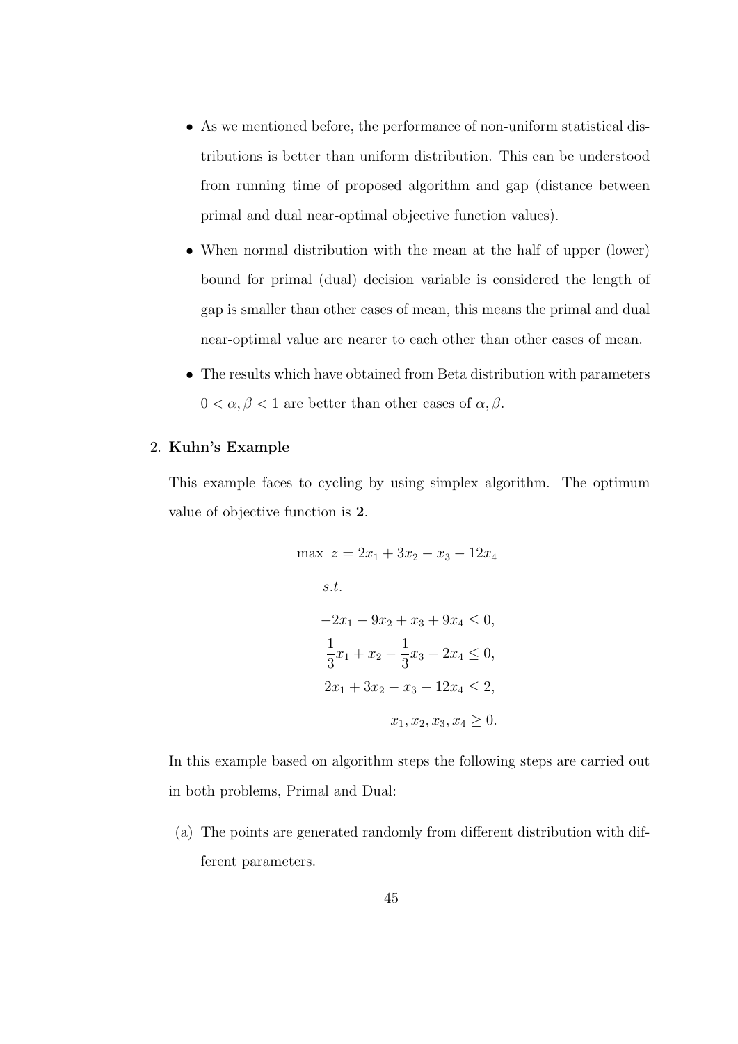- As we mentioned before, the performance of non-uniform statistical distributions is better than uniform distribution. This can be understood from running time of proposed algorithm and gap (distance between primal and dual near-optimal objective function values).

- When normal distribution with the mean at the half of upper (lower) bound for primal (dual) decision variable is considered the length of gap is smaller than other cases of mean, this means the primal and dual near-optimal value are nearer to each other than other cases of mean.

- The results which have obtained from Beta distribution with parameters $0 < \alpha, \beta < 1$ are better than other cases of $\alpha, \beta$.

2. **Kuhn's Example**

   This example faces to cycling by using simplex algorithm. The optimum value of objective function is **2**.

$$
\begin{aligned}
\max \ z = 2x_1 + 3x_2 - x_3 - 12x_4 \\
s.t. \\
-2x_1 - 9x_2 + x_3 + 9x_4 \leq 0, \\
\frac{1}{3}x_1 + x_2 - \frac{1}{3}x_3 - 2x_4 \leq 0, \\
2x_1 + 3x_2 - x_3 - 12x_4 \leq 2, \\
x_1, x_2, x_3, x_4 \geq 0.
\end{aligned}
$$

   In this example based on algorithm steps the following steps are carried out in both problems, Primal and Dual:

   (a) The points are generated randomly from different distribution with different parameters.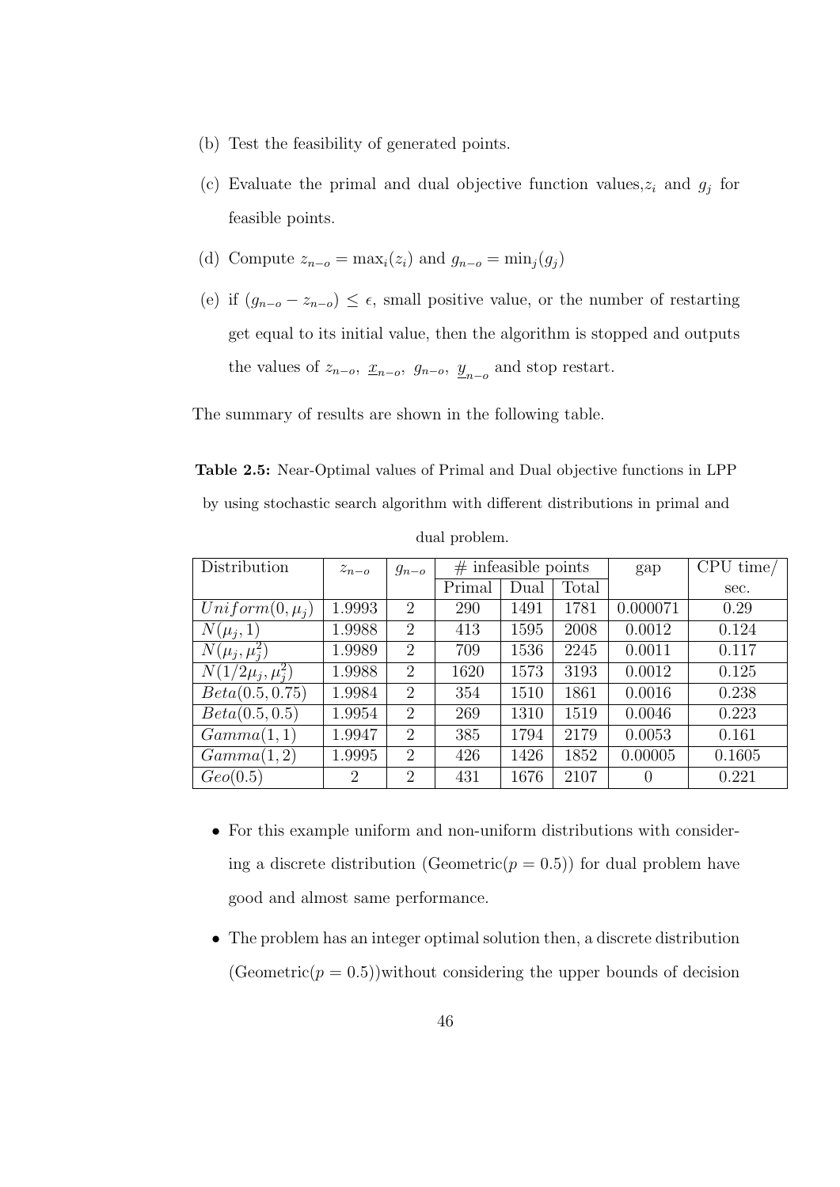(b) Test the feasibility of generated points.

(c) Evaluate the primal and dual objective function values, $z_i$ and $g_j$ for feasible points.

(d) Compute $z_{n-o} = \max_i(z_i)$ and $g_{n-o} = \min_j(g_j)$

(e) if $(g_{n-o} - z_{n-o}) \leq \epsilon$, small positive value, or the number of restarting get equal to its initial value, then the algorithm is stopped and outputs the values of $z_{n-o}$, $\underline{x}_{n-o}$, $g_{n-o}$, $\underline{y}_{n-o}$ and stop restart.

The summary of results are shown in the following table.

**Table 2.5:** Near-Optimal values of Primal and Dual objective functions in LPP by using stochastic search algorithm with different distributions in primal and dual problem.

| Distribution | $z_{n-o}$ | $g_{n-o}$ | # infeasible points | | | gap | CPU time/ |
|---|---|---|---|---|---|---|---|
| | | | Primal | Dual | Total | | sec. |
| $Uniform(0, \mu_j)$ | 1.9993 | 2 | 290 | 1491 | 1781 | 0.000071 | 0.29 |
| $N(\mu_j, 1)$ | 1.9988 | 2 | 413 | 1595 | 2008 | 0.0012 | 0.124 |
| $N(\mu_j, \mu_j^2)$ | 1.9989 | 2 | 709 | 1536 | 2245 | 0.0011 | 0.117 |
| $N(1/2\mu_j, \mu_j^2)$ | 1.9988 | 2 | 1620 | 1573 | 3193 | 0.0012 | 0.125 |
| $Beta(0.5, 0.75)$ | 1.9984 | 2 | 354 | 1510 | 1861 | 0.0016 | 0.238 |
| $Beta(0.5, 0.5)$ | 1.9954 | 2 | 269 | 1310 | 1519 | 0.0046 | 0.223 |
| $Gamma(1, 1)$ | 1.9947 | 2 | 385 | 1794 | 2179 | 0.0053 | 0.161 |
| $Gamma(1, 2)$ | 1.9995 | 2 | 426 | 1426 | 1852 | 0.00005 | 0.1605 |
| $Geo(0.5)$ | 2 | 2 | 431 | 1676 | 2107 | 0 | 0.221 |

- For this example uniform and non-uniform distributions with considering a discrete distribution (Geometric($p = 0.5$)) for dual problem have good and almost same performance.

- The problem has an integer optimal solution then, a discrete distribution (Geometric($p = 0.5$))without considering the upper bounds of decision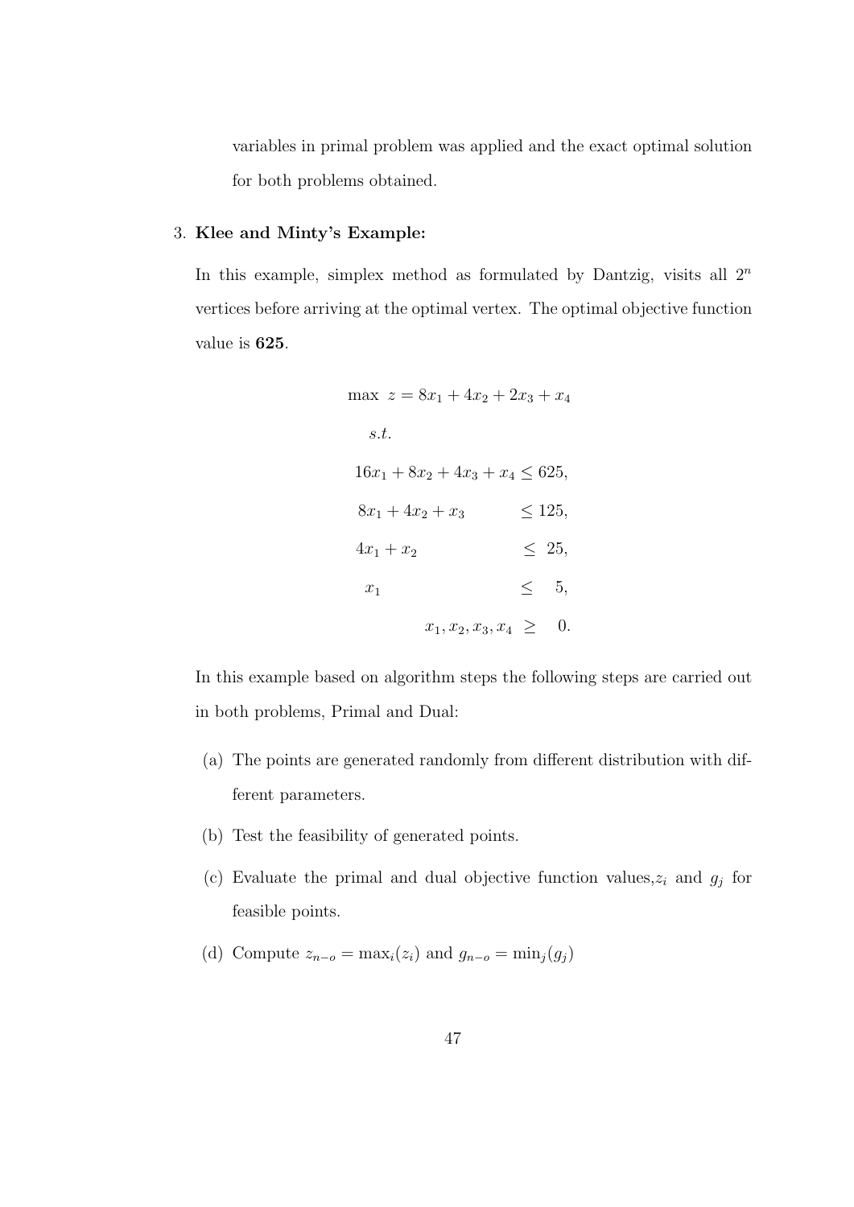variables in primal problem was applied and the exact optimal solution for both problems obtained.

3. **Klee and Minty's Example:**

   In this example, simplex method as formulated by Dantzig, visits all $2^n$ vertices before arriving at the optimal vertex. The optimal objective function value is **625**.

$$
\begin{aligned}
\max \ z &= 8x_1 + 4x_2 + 2x_3 + x_4 \\
s.t. & \\
16x_1 + 8x_2 + 4x_3 + x_4 &\leq 625, \\
8x_1 + 4x_2 + x_3 &\leq 125, \\
4x_1 + x_2 &\leq 25, \\
x_1 &\leq 5, \\
x_1, x_2, x_3, x_4 &\geq 0.
\end{aligned}
$$

   In this example based on algorithm steps the following steps are carried out in both problems, Primal and Dual:

   (a) The points are generated randomly from different distribution with different parameters.

   (b) Test the feasibility of generated points.

   (c) Evaluate the primal and dual objective function values, $z_i$ and $g_j$ for feasible points.

   (d) Compute $z_{n-o} = \max_i(z_i)$ and $g_{n-o} = \min_j(g_j)$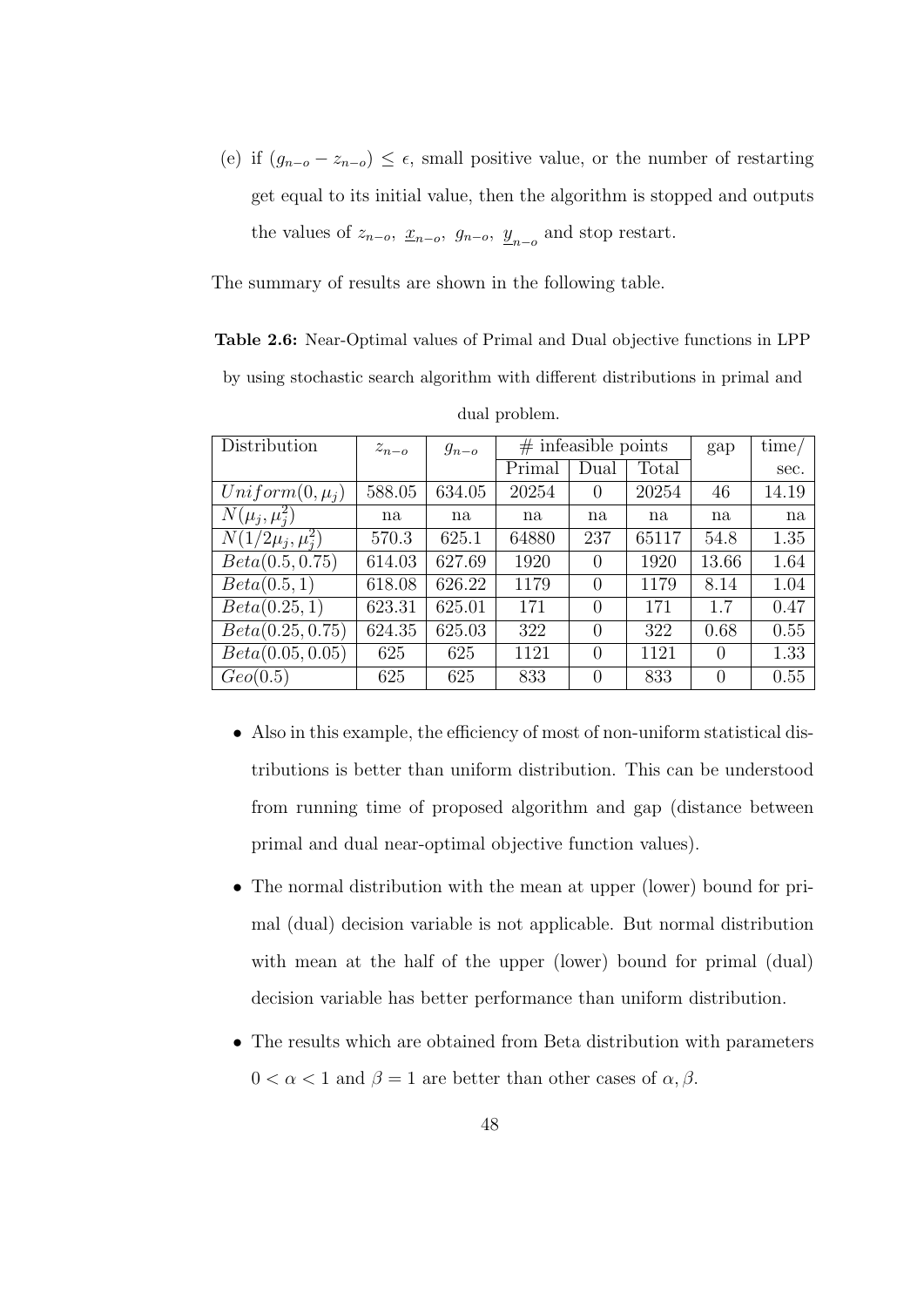(e) if $(g_{n-o} - z_{n-o}) \leq \epsilon$, small positive value, or the number of restarting get equal to its initial value, then the algorithm is stopped and outputs the values of $z_{n-o}$, $\underline{x}_{n-o}$, $g_{n-o}$, $\underline{y}_{n-o}$ and stop restart.

The summary of results are shown in the following table.

**Table 2.6:** Near-Optimal values of Primal and Dual objective functions in LPP by using stochastic search algorithm with different distributions in primal and dual problem.

| Distribution | $z_{n-o}$ | $g_{n-o}$ | # infeasible points | | | gap | time/ |
|---|---|---|---|---|---|---|---|
| | | | Primal | Dual | Total | | sec. |
| $Uniform(0, \mu_j)$ | 588.05 | 634.05 | 20254 | 0 | 20254 | 46 | 14.19 |
| $N(\mu_j, \mu_j^2)$ | na | na | na | na | na | na | na |
| $N(1/2\mu_j, \mu_j^2)$ | 570.3 | 625.1 | 64880 | 237 | 65117 | 54.8 | 1.35 |
| $Beta(0.5, 0.75)$ | 614.03 | 627.69 | 1920 | 0 | 1920 | 13.66 | 1.64 |
| $Beta(0.5, 1)$ | 618.08 | 626.22 | 1179 | 0 | 1179 | 8.14 | 1.04 |
| $Beta(0.25, 1)$ | 623.31 | 625.01 | 171 | 0 | 171 | 1.7 | 0.47 |
| $Beta(0.25, 0.75)$ | 624.35 | 625.03 | 322 | 0 | 322 | 0.68 | 0.55 |
| $Beta(0.05, 0.05)$ | 625 | 625 | 1121 | 0 | 1121 | 0 | 1.33 |
| $Geo(0.5)$ | 625 | 625 | 833 | 0 | 833 | 0 | 0.55 |

- Also in this example, the efficiency of most of non-uniform statistical distributions is better than uniform distribution. This can be understood from running time of proposed algorithm and gap (distance between primal and dual near-optimal objective function values).
- The normal distribution with the mean at upper (lower) bound for primal (dual) decision variable is not applicable. But normal distribution with mean at the half of the upper (lower) bound for primal (dual) decision variable has better performance than uniform distribution.
- The results which are obtained from Beta distribution with parameters $0 < \alpha < 1$ and $\beta = 1$ are better than other cases of $\alpha, \beta$.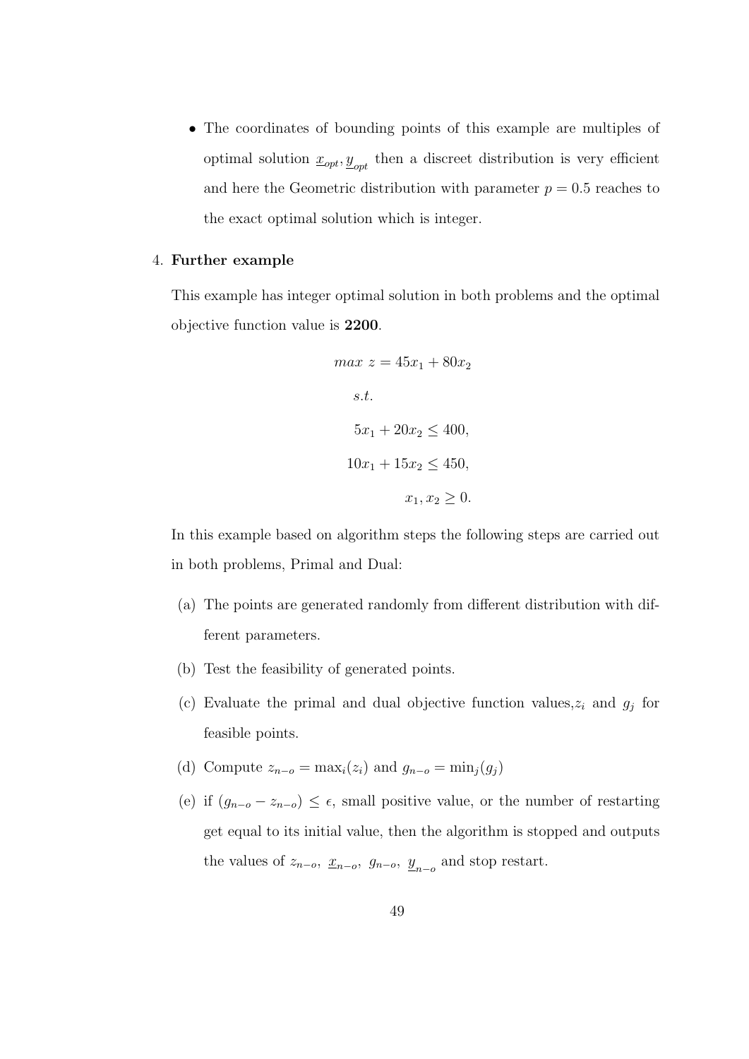- The coordinates of bounding points of this example are multiples of optimal solution $\underline{x}_{opt}, \underline{y}_{opt}$ then a discreet distribution is very efficient and here the Geometric distribution with parameter $p = 0.5$ reaches to the exact optimal solution which is integer.

4. **Further example**

   This example has integer optimal solution in both problems and the optimal objective function value is **2200**.

$$
\begin{aligned}
max\ z = 45x_1 + 80x_2 \\
s.t. \\
5x_1 + 20x_2 \leq 400, \\
10x_1 + 15x_2 \leq 450, \\
x_1, x_2 \geq 0.
\end{aligned}
$$

   In this example based on algorithm steps the following steps are carried out in both problems, Primal and Dual:

   (a) The points are generated randomly from different distribution with different parameters.

   (b) Test the feasibility of generated points.

   (c) Evaluate the primal and dual objective function values, $z_i$ and $g_j$ for feasible points.

   (d) Compute $z_{n-o} = \max_i(z_i)$ and $g_{n-o} = \min_j(g_j)$

   (e) if $(g_{n-o} - z_{n-o}) \leq \epsilon$, small positive value, or the number of restarting get equal to its initial value, then the algorithm is stopped and outputs the values of $z_{n-o}$, $\underline{x}_{n-o}$, $g_{n-o}$, $\underline{y}_{n-o}$ and stop restart.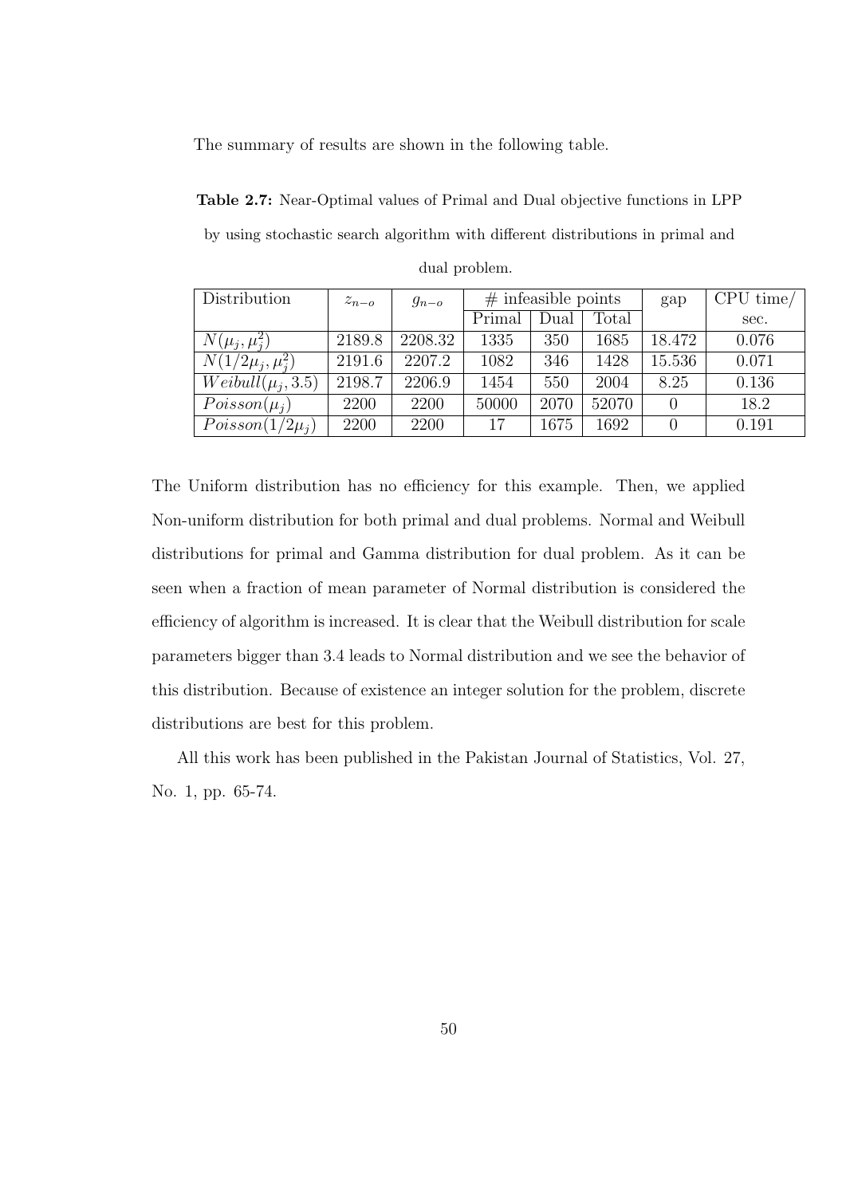The summary of results are shown in the following table.

**Table 2.7:** Near-Optimal values of Primal and Dual objective functions in LPP by using stochastic search algorithm with different distributions in primal and dual problem.

| Distribution | $z_{n-o}$ | $g_{n-o}$ | # infeasible points | | | gap | CPU time/ |
|---|---|---|---|---|---|---|---|
| | | | Primal | Dual | Total | | sec. |
| $N(\mu_j, \mu_j^2)$ | 2189.8 | 2208.32 | 1335 | 350 | 1685 | 18.472 | 0.076 |
| $N(1/2\mu_j, \mu_j^2)$ | 2191.6 | 2207.2 | 1082 | 346 | 1428 | 15.536 | 0.071 |
| $Weibull(\mu_j, 3.5)$ | 2198.7 | 2206.9 | 1454 | 550 | 2004 | 8.25 | 0.136 |
| $Poisson(\mu_j)$ | 2200 | 2200 | 50000 | 2070 | 52070 | 0 | 18.2 |
| $Poisson(1/2\mu_j)$ | 2200 | 2200 | 17 | 1675 | 1692 | 0 | 0.191 |

The Uniform distribution has no efficiency for this example. Then, we applied Non-uniform distribution for both primal and dual problems. Normal and Weibull distributions for primal and Gamma distribution for dual problem. As it can be seen when a fraction of mean parameter of Normal distribution is considered the efficiency of algorithm is increased. It is clear that the Weibull distribution for scale parameters bigger than 3.4 leads to Normal distribution and we see the behavior of this distribution. Because of existence an integer solution for the problem, discrete distributions are best for this problem.

All this work has been published in the Pakistan Journal of Statistics, Vol. 27, No. 1, pp. 65-74.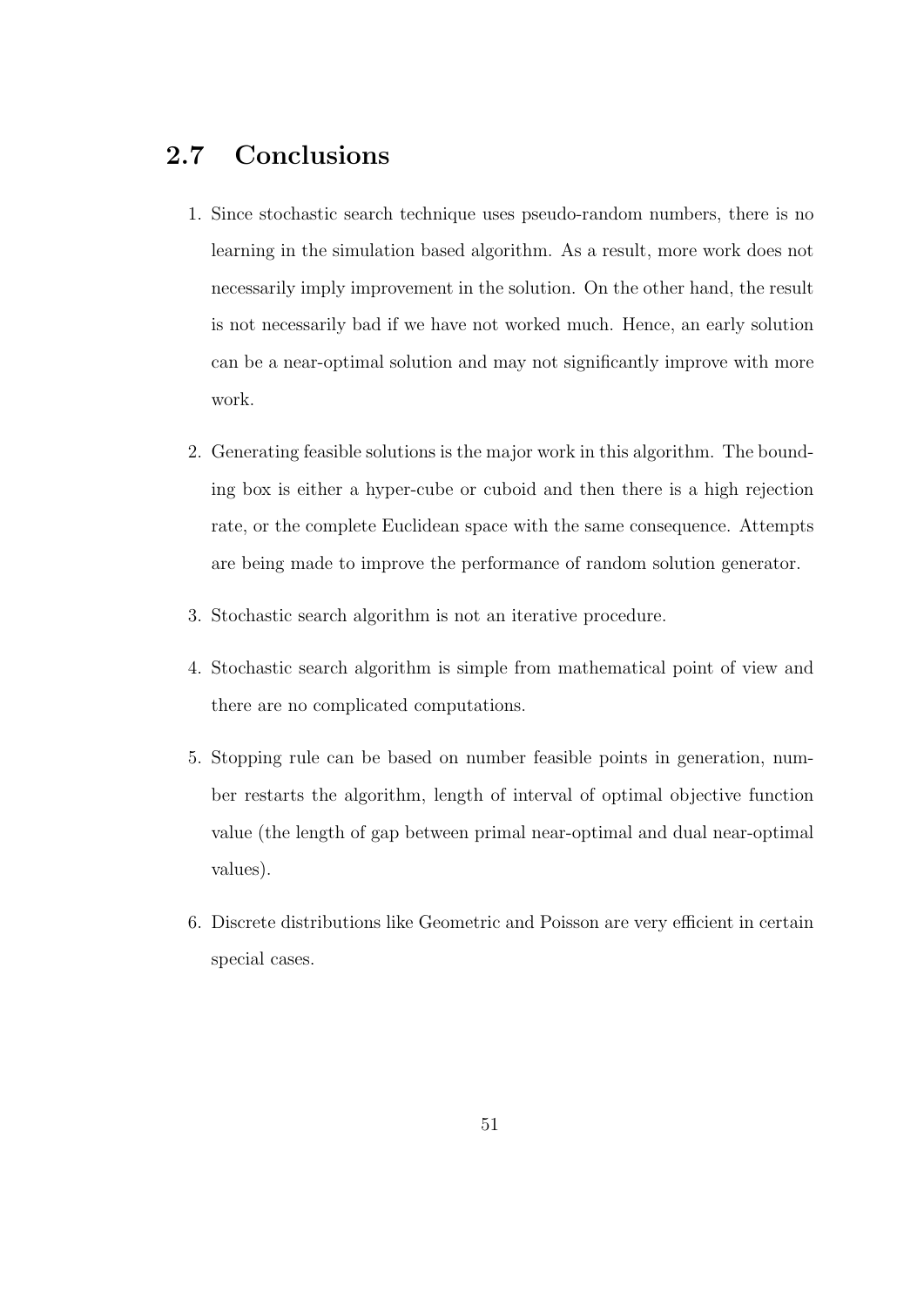## 2.7 Conclusions

1. Since stochastic search technique uses pseudo-random numbers, there is no learning in the simulation based algorithm. As a result, more work does not necessarily imply improvement in the solution. On the other hand, the result is not necessarily bad if we have not worked much. Hence, an early solution can be a near-optimal solution and may not significantly improve with more work.

2. Generating feasible solutions is the major work in this algorithm. The bounding box is either a hyper-cube or cuboid and then there is a high rejection rate, or the complete Euclidean space with the same consequence. Attempts are being made to improve the performance of random solution generator.

3. Stochastic search algorithm is not an iterative procedure.

4. Stochastic search algorithm is simple from mathematical point of view and there are no complicated computations.

5. Stopping rule can be based on number feasible points in generation, number restarts the algorithm, length of interval of optimal objective function value (the length of gap between primal near-optimal and dual near-optimal values).

6. Discrete distributions like Geometric and Poisson are very efficient in certain special cases.